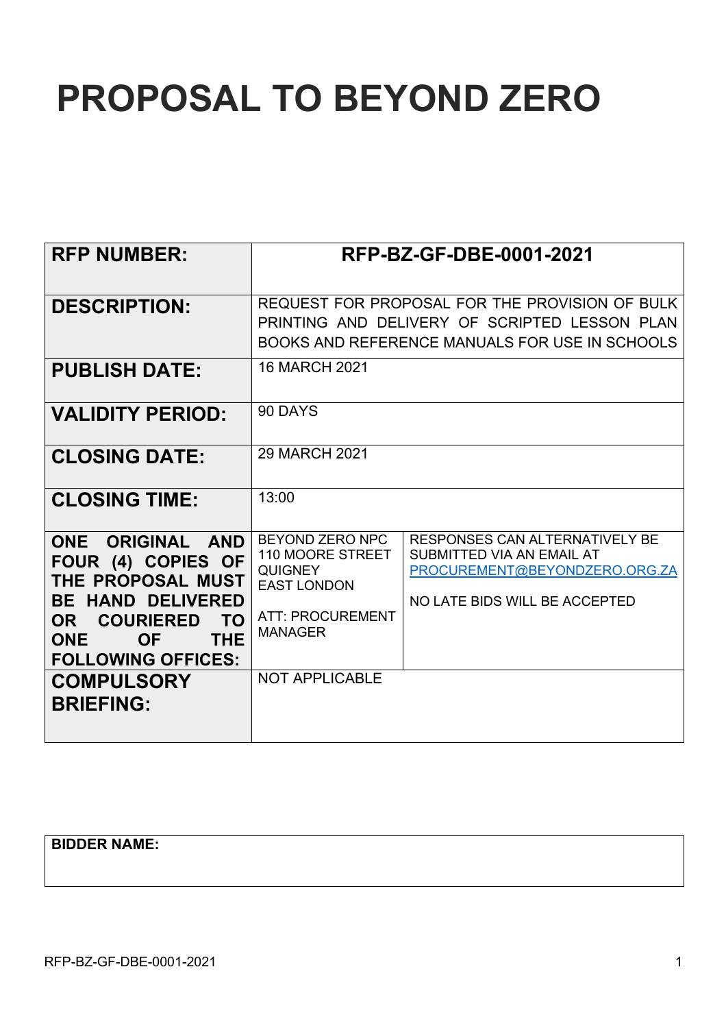# PROPOSAL TO BEYOND ZERO

| RFP NUMBER: | RFP-BZ-GF-DBE-0001-2021 | |
|---|---|---|
| DESCRIPTION: | REQUEST FOR PROPOSAL FOR THE PROVISION OF BULK PRINTING AND DELIVERY OF SCRIPTED LESSON PLAN BOOKS AND REFERENCE MANUALS FOR USE IN SCHOOLS | |
| PUBLISH DATE: | 16 MARCH 2021 | |
| VALIDITY PERIOD: | 90 DAYS | |
| CLOSING DATE: | 29 MARCH 2021 | |
| CLOSING TIME: | 13:00 | |
| ONE ORIGINAL AND FOUR (4) COPIES OF THE PROPOSAL MUST BE HAND DELIVERED OR COURIERED TO ONE OF THE FOLLOWING OFFICES: | BEYOND ZERO NPC<br>110 MOORE STREET<br>QUIGNEY<br>EAST LONDON<br><br>ATT: PROCUREMENT MANAGER | RESPONSES CAN ALTERNATIVELY BE SUBMITTED VIA AN EMAIL AT PROCUREMENT@BEYONDZERO.ORG.ZA<br><br>NO LATE BIDS WILL BE ACCEPTED |
| COMPULSORY BRIEFING: | NOT APPLICABLE | |

| BIDDER NAME: |
|---|
| |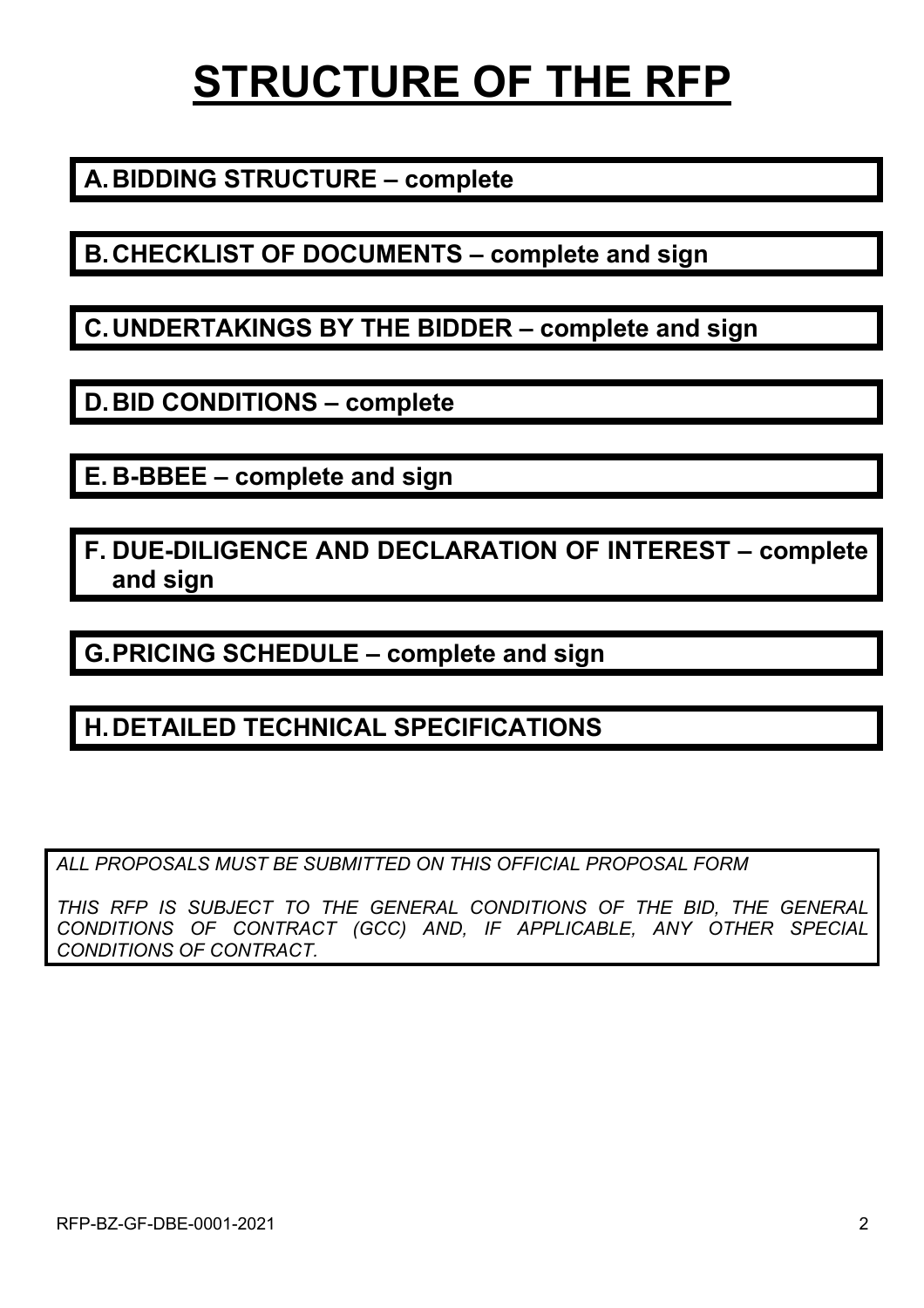# STRUCTURE OF THE RFP

**A. BIDDING STRUCTURE – complete**

**B. CHECKLIST OF DOCUMENTS – complete and sign**

**C. UNDERTAKINGS BY THE BIDDER – complete and sign**

**D. BID CONDITIONS – complete**

**E. B-BBEE – complete and sign**

**F. DUE-DILIGENCE AND DECLARATION OF INTEREST – complete and sign**

**G. PRICING SCHEDULE – complete and sign**

**H. DETAILED TECHNICAL SPECIFICATIONS**

*ALL PROPOSALS MUST BE SUBMITTED ON THIS OFFICIAL PROPOSAL FORM*

*THIS RFP IS SUBJECT TO THE GENERAL CONDITIONS OF THE BID, THE GENERAL CONDITIONS OF CONTRACT (GCC) AND, IF APPLICABLE, ANY OTHER SPECIAL CONDITIONS OF CONTRACT.*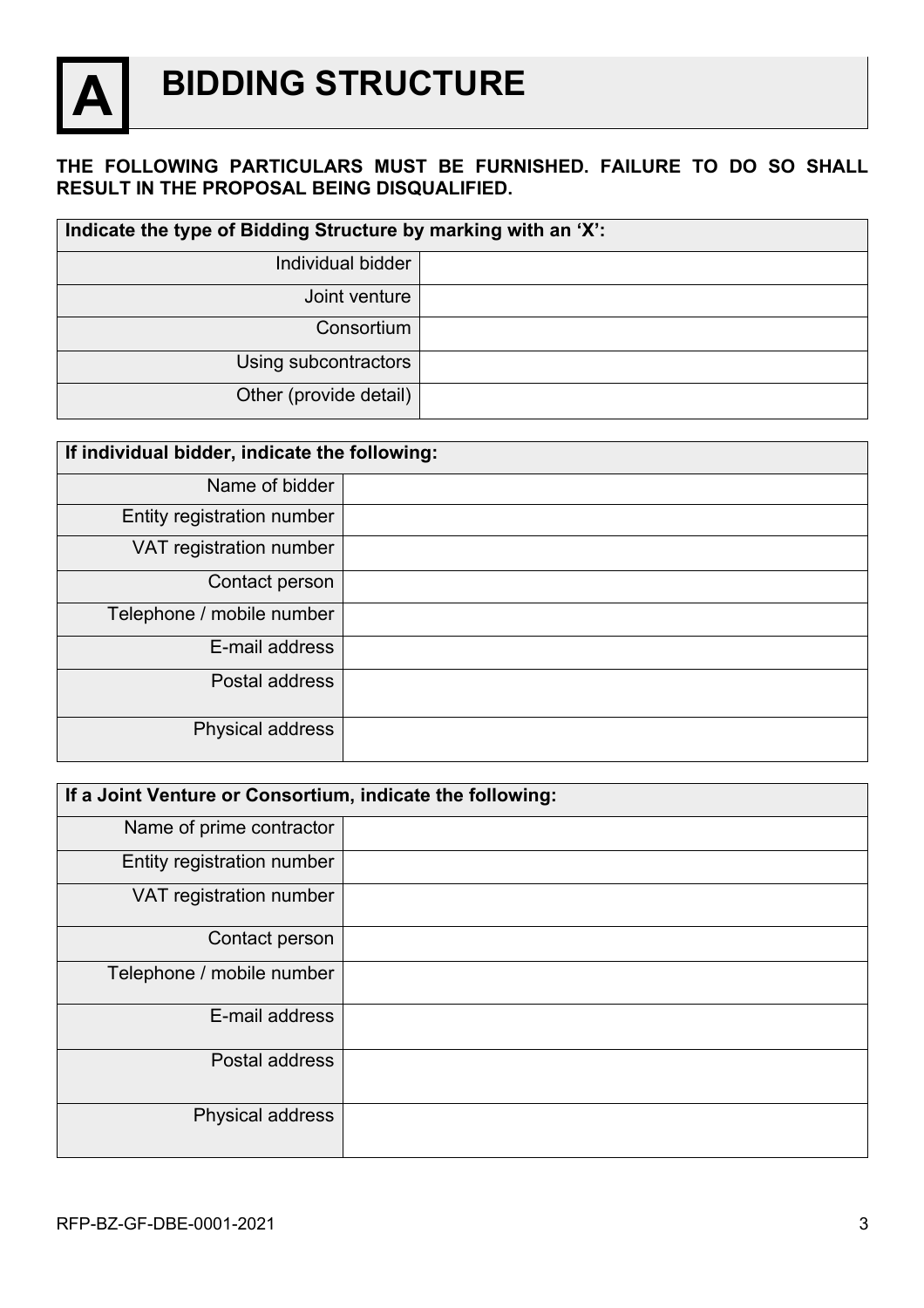# A BIDDING STRUCTURE

**THE FOLLOWING PARTICULARS MUST BE FURNISHED. FAILURE TO DO SO SHALL RESULT IN THE PROPOSAL BEING DISQUALIFIED.**

| Indicate the type of Bidding Structure by marking with an 'X': | |
|---|---|
| Individual bidder | |
| Joint venture | |
| Consortium | |
| Using subcontractors | |
| Other (provide detail) | |

| If individual bidder, indicate the following: | |
|---|---|
| Name of bidder | |
| Entity registration number | |
| VAT registration number | |
| Contact person | |
| Telephone / mobile number | |
| E-mail address | |
| Postal address | |
| Physical address | |

| If a Joint Venture or Consortium, indicate the following: | |
|---|---|
| Name of prime contractor | |
| Entity registration number | |
| VAT registration number | |
| Contact person | |
| Telephone / mobile number | |
| E-mail address | |
| Postal address | |
| Physical address | |

RFP-BZ-GF-DBE-0001-2021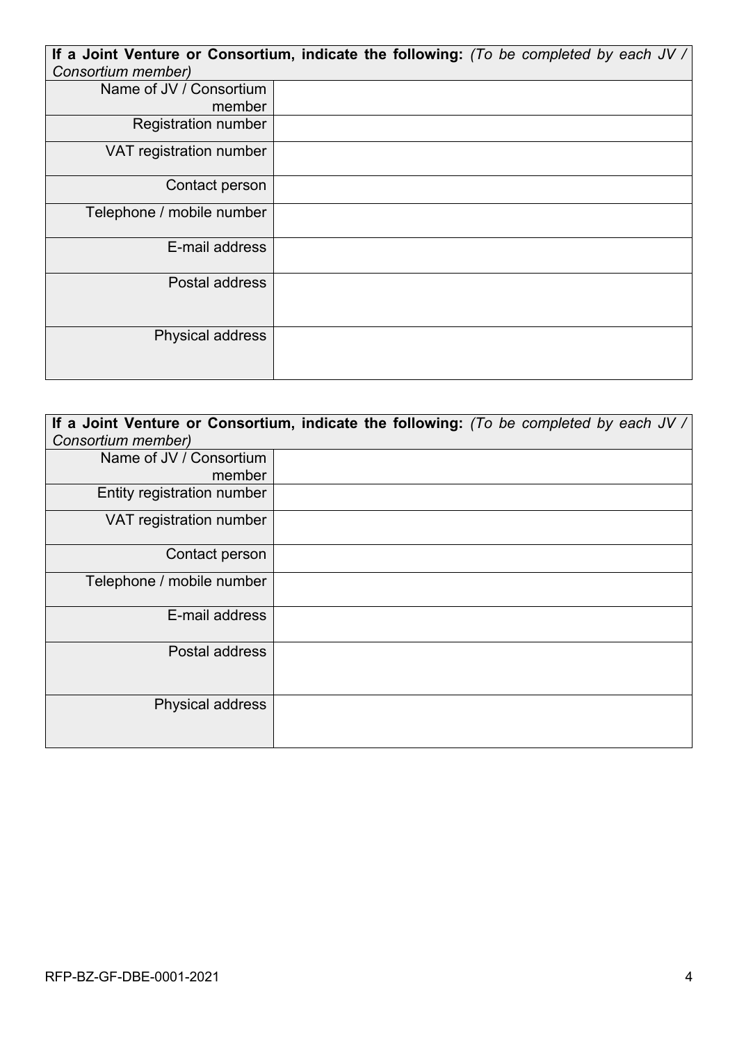| **If a Joint Venture or Consortium, indicate the following:** *(To be completed by each JV / Consortium member)* | |
|---|---|
| Name of JV / Consortium member | |
| Registration number | |
| VAT registration number | |
| Contact person | |
| Telephone / mobile number | |
| E-mail address | |
| Postal address | |
| Physical address | |

| **If a Joint Venture or Consortium, indicate the following:** *(To be completed by each JV / Consortium member)* | |
|---|---|
| Name of JV / Consortium member | |
| Entity registration number | |
| VAT registration number | |
| Contact person | |
| Telephone / mobile number | |
| E-mail address | |
| Postal address | |
| Physical address | |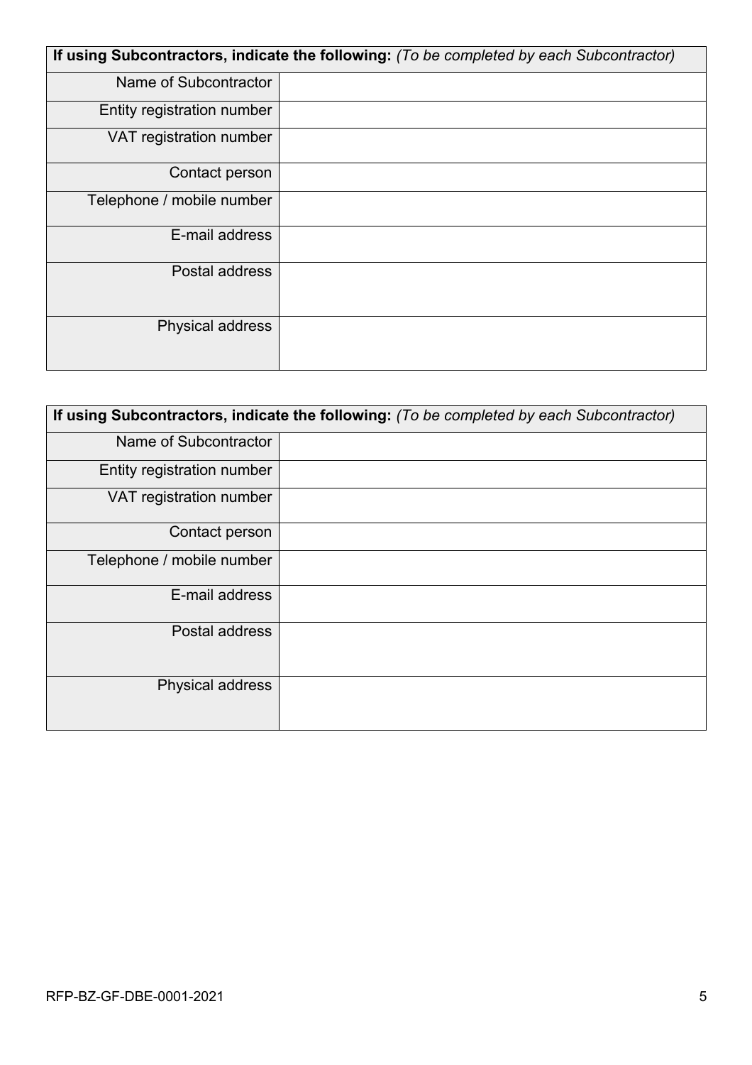| **If using Subcontractors, indicate the following:** *(To be completed by each Subcontractor)* | |
|---|---|
| Name of Subcontractor | |
| Entity registration number | |
| VAT registration number | |
| Contact person | |
| Telephone / mobile number | |
| E-mail address | |
| Postal address | |
| Physical address | |

| **If using Subcontractors, indicate the following:** *(To be completed by each Subcontractor)* | |
|---|---|
| Name of Subcontractor | |
| Entity registration number | |
| VAT registration number | |
| Contact person | |
| Telephone / mobile number | |
| E-mail address | |
| Postal address | |
| Physical address | |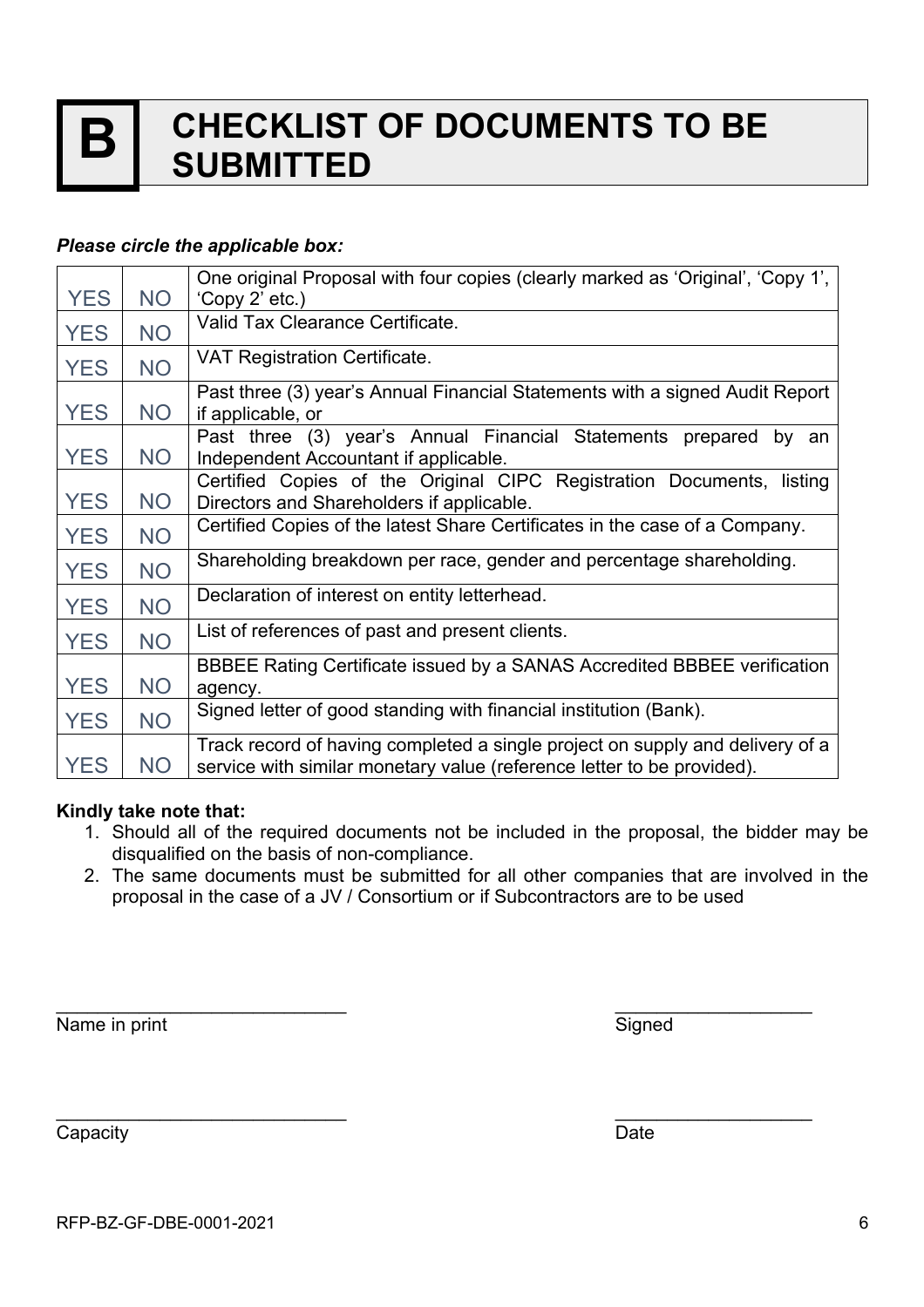# B CHECKLIST OF DOCUMENTS TO BE SUBMITTED

***Please circle the applicable box:***

| | | |
|---|---|---|
| YES | NO | One original Proposal with four copies (clearly marked as 'Original', 'Copy 1', 'Copy 2' etc.) |
| YES | NO | Valid Tax Clearance Certificate. |
| YES | NO | VAT Registration Certificate. |
| YES | NO | Past three (3) year's Annual Financial Statements with a signed Audit Report if applicable, or |
| YES | NO | Past three (3) year's Annual Financial Statements prepared by an Independent Accountant if applicable. |
| YES | NO | Certified Copies of the Original CIPC Registration Documents, listing Directors and Shareholders if applicable. |
| YES | NO | Certified Copies of the latest Share Certificates in the case of a Company. |
| YES | NO | Shareholding breakdown per race, gender and percentage shareholding. |
| YES | NO | Declaration of interest on entity letterhead. |
| YES | NO | List of references of past and present clients. |
| YES | NO | BBBEE Rating Certificate issued by a SANAS Accredited BBBEE verification agency. |
| YES | NO | Signed letter of good standing with financial institution (Bank). |
| YES | NO | Track record of having completed a single project on supply and delivery of a service with similar monetary value (reference letter to be provided). |

**Kindly take note that:**

1. Should all of the required documents not be included in the proposal, the bidder may be disqualified on the basis of non-compliance.
2. The same documents must be submitted for all other companies that are involved in the proposal in the case of a JV / Consortium or if Subcontractors are to be used

____________________________ ____________________
Name in print Signed

____________________________ ____________________
Capacity Date

RFP-BZ-GF-DBE-0001-2021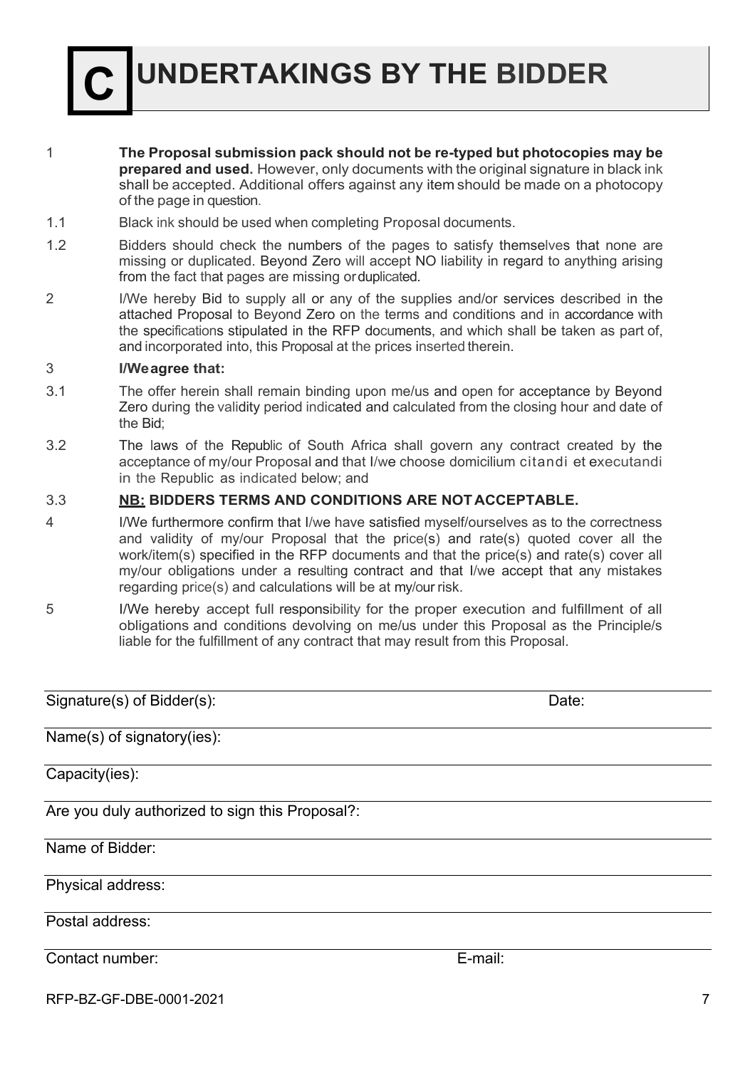# C UNDERTAKINGS BY THE BIDDER

1 **The Proposal submission pack should not be re-typed but photocopies may be prepared and used.** However, only documents with the original signature in black ink shall be accepted. Additional offers against any item should be made on a photocopy of the page in question.

1.1 Black ink should be used when completing Proposal documents.

1.2 Bidders should check the numbers of the pages to satisfy themselves that none are missing or duplicated. Beyond Zero will accept NO liability in regard to anything arising from the fact that pages are missing or duplicated.

2 I/We hereby Bid to supply all or any of the supplies and/or services described in the attached Proposal to Beyond Zero on the terms and conditions and in accordance with the specifications stipulated in the RFP documents, and which shall be taken as part of, and incorporated into, this Proposal at the prices inserted therein.

3 **I/We agree that:**

3.1 The offer herein shall remain binding upon me/us and open for acceptance by Beyond Zero during the validity period indicated and calculated from the closing hour and date of the Bid;

3.2 The laws of the Republic of South Africa shall govern any contract created by the acceptance of my/our Proposal and that I/we choose domicilium citandi et executandi in the Republic as indicated below; and

3.3 **NB: BIDDERS TERMS AND CONDITIONS ARE NOT ACCEPTABLE.**

4 I/We furthermore confirm that I/we have satisfied myself/ourselves as to the correctness and validity of my/our Proposal that the price(s) and rate(s) quoted cover all the work/item(s) specified in the RFP documents and that the price(s) and rate(s) cover all my/our obligations under a resulting contract and that I/we accept that any mistakes regarding price(s) and calculations will be at my/our risk.

5 I/We hereby accept full responsibility for the proper execution and fulfillment of all obligations and conditions devolving on me/us under this Proposal as the Principle/s liable for the fulfillment of any contract that may result from this Proposal.

Signature(s) of Bidder(s): ____________________ Date: ____________________

Name(s) of signatory(ies): ____________________

Capacity(ies): ____________________

Are you duly authorized to sign this Proposal?: ____________________

Name of Bidder: ____________________

Physical address: ____________________

Postal address: ____________________

Contact number: ____________________ E-mail: ____________________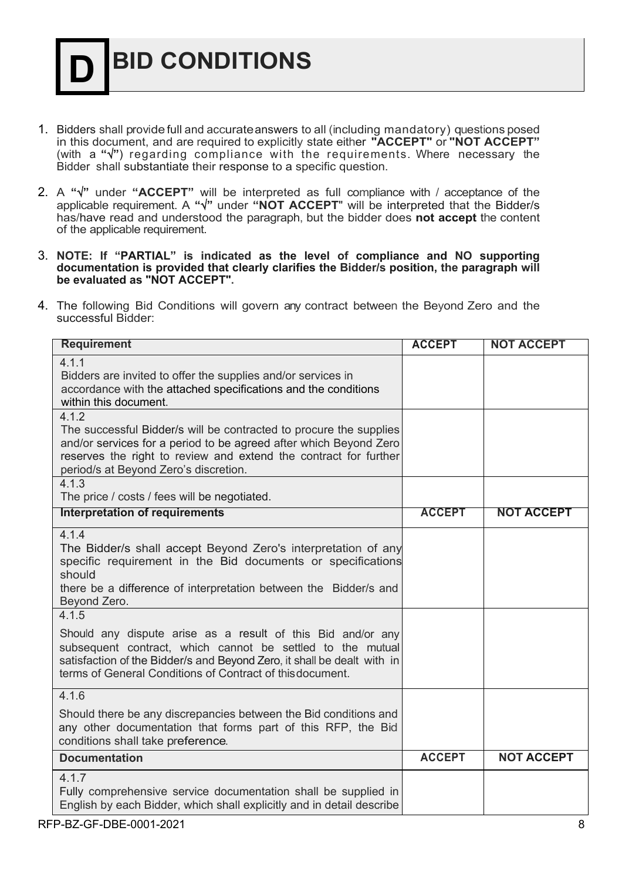# D BID CONDITIONS

1. Bidders shall provide full and accurate answers to all (including mandatory) questions posed in this document, and are required to explicitly state either **"ACCEPT"** or **"NOT ACCEPT"** (with a **"√"**) regarding compliance with the requirements. Where necessary the Bidder shall substantiate their response to a specific question.

2. A **"√"** under **"ACCEPT"** will be interpreted as full compliance with / acceptance of the applicable requirement. A **"√"** under **"NOT ACCEPT"** will be interpreted that the Bidder/s has/have read and understood the paragraph, but the bidder does **not accept** the content of the applicable requirement.

3. **NOTE: If "PARTIAL" is indicated as the level of compliance and NO supporting documentation is provided that clearly clarifies the Bidder/s position, the paragraph will be evaluated as "NOT ACCEPT".**

4. The following Bid Conditions will govern any contract between the Beyond Zero and the successful Bidder:

| Requirement | ACCEPT | NOT ACCEPT |
|---|---|---|
| 4.1.1<br>Bidders are invited to offer the supplies and/or services in accordance with the attached specifications and the conditions within this document. | | |
| 4.1.2<br>The successful Bidder/s will be contracted to procure the supplies and/or services for a period to be agreed after which Beyond Zero reserves the right to review and extend the contract for further period/s at Beyond Zero's discretion. | | |
| 4.1.3<br>The price / costs / fees will be negotiated. | | |
| **Interpretation of requirements** | **ACCEPT** | **NOT ACCEPT** |
| 4.1.4<br>The Bidder/s shall accept Beyond Zero's interpretation of any specific requirement in the Bid documents or specifications should there be a difference of interpretation between the Bidder/s and Beyond Zero. | | |
| 4.1.5<br>Should any dispute arise as a result of this Bid and/or any subsequent contract, which cannot be settled to the mutual satisfaction of the Bidder/s and Beyond Zero, it shall be dealt with in terms of General Conditions of Contract of this document. | | |
| 4.1.6<br>Should there be any discrepancies between the Bid conditions and any other documentation that forms part of this RFP, the Bid conditions shall take preference. | | |
| **Documentation** | **ACCEPT** | **NOT ACCEPT** |
| 4.1.7<br>Fully comprehensive service documentation shall be supplied in English by each Bidder, which shall explicitly and in detail describe | | |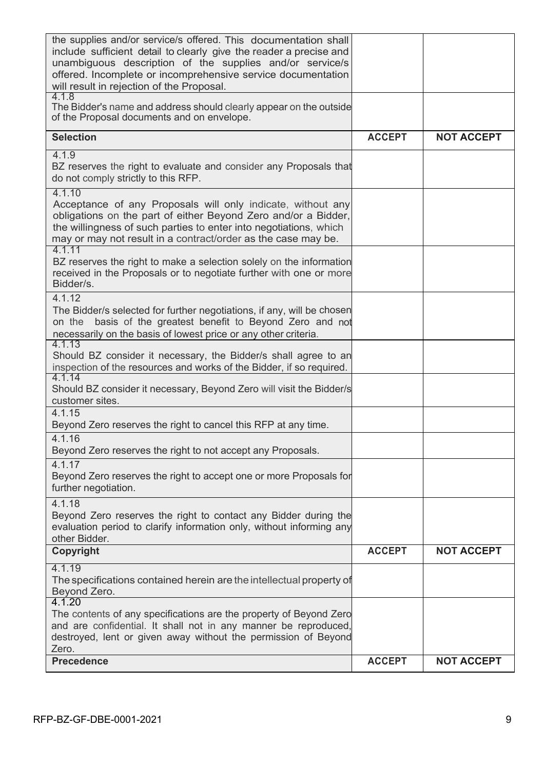| | | |
|---|---|---|
| the supplies and/or service/s offered. This documentation shall include sufficient detail to clearly give the reader a precise and unambiguous description of the supplies and/or service/s offered. Incomplete or incomprehensive service documentation will result in rejection of the Proposal. | | |
| 4.1.8<br>The Bidder's name and address should clearly appear on the outside of the Proposal documents and on envelope. | | |
| **Selection** | **ACCEPT** | **NOT ACCEPT** |
| 4.1.9<br>BZ reserves the right to evaluate and consider any Proposals that do not comply strictly to this RFP. | | |
| 4.1.10<br>Acceptance of any Proposals will only indicate, without any obligations on the part of either Beyond Zero and/or a Bidder, the willingness of such parties to enter into negotiations, which may or may not result in a contract/order as the case may be. | | |
| 4.1.11<br>BZ reserves the right to make a selection solely on the information received in the Proposals or to negotiate further with one or more Bidder/s. | | |
| 4.1.12<br>The Bidder/s selected for further negotiations, if any, will be chosen on the basis of the greatest benefit to Beyond Zero and not necessarily on the basis of lowest price or any other criteria. | | |
| 4.1.13<br>Should BZ consider it necessary, the Bidder/s shall agree to an inspection of the resources and works of the Bidder, if so required. | | |
| 4.1.14<br>Should BZ consider it necessary, Beyond Zero will visit the Bidder/s customer sites. | | |
| 4.1.15<br>Beyond Zero reserves the right to cancel this RFP at any time. | | |
| 4.1.16<br>Beyond Zero reserves the right to not accept any Proposals. | | |
| 4.1.17<br>Beyond Zero reserves the right to accept one or more Proposals for further negotiation. | | |
| 4.1.18<br>Beyond Zero reserves the right to contact any Bidder during the evaluation period to clarify information only, without informing any other Bidder. | | |
| **Copyright** | **ACCEPT** | **NOT ACCEPT** |
| 4.1.19<br>The specifications contained herein are the intellectual property of Beyond Zero. | | |
| 4.1.20<br>The contents of any specifications are the property of Beyond Zero and are confidential. It shall not in any manner be reproduced, destroyed, lent or given away without the permission of Beyond Zero. | | |
| **Precedence** | **ACCEPT** | **NOT ACCEPT** |

RFP-BZ-GF-DBE-0001-2021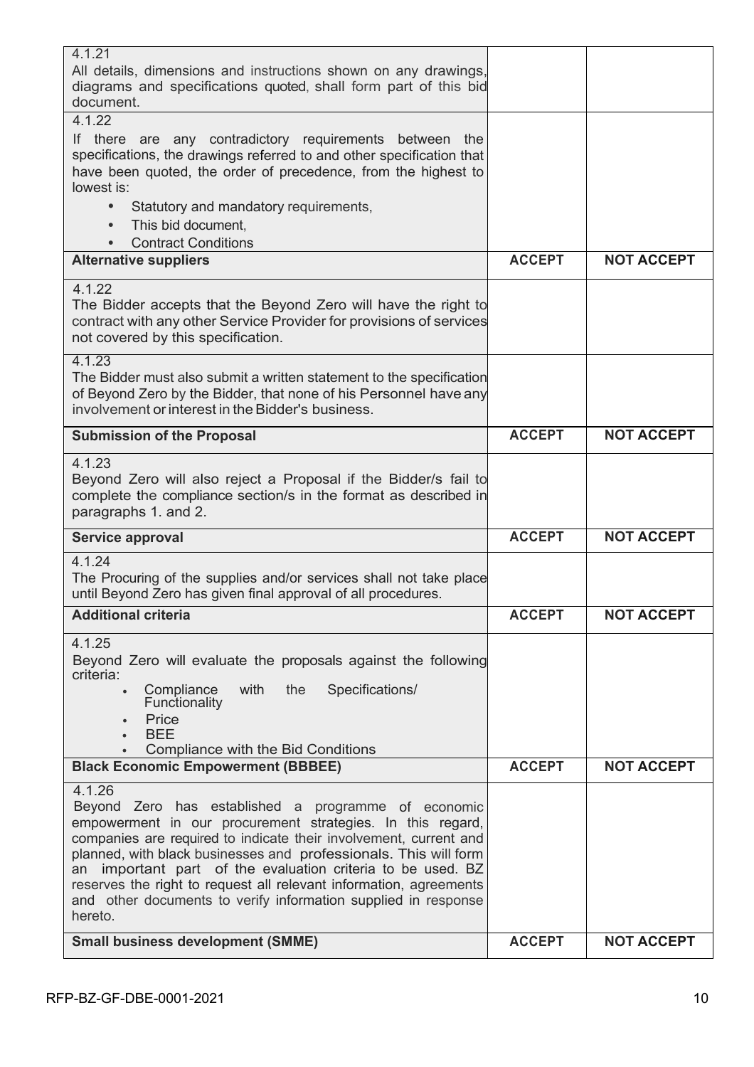| | | |
|---|---|---|
| 4.1.21<br>All details, dimensions and instructions shown on any drawings, diagrams and specifications quoted, shall form part of this bid document. | | |
| 4.1.22<br>If there are any contradictory requirements between the specifications, the drawings referred to and other specification that have been quoted, the order of precedence, from the highest to lowest is:<br>• Statutory and mandatory requirements,<br>• This bid document,<br>• Contract Conditions | | |
| **Alternative suppliers** | **ACCEPT** | **NOT ACCEPT** |
| 4.1.22<br>The Bidder accepts that the Beyond Zero will have the right to contract with any other Service Provider for provisions of services not covered by this specification. | | |
| 4.1.23<br>The Bidder must also submit a written statement to the specification of Beyond Zero by the Bidder, that none of his Personnel have any involvement or interest in the Bidder's business. | | |
| **Submission of the Proposal** | **ACCEPT** | **NOT ACCEPT** |
| 4.1.23<br>Beyond Zero will also reject a Proposal if the Bidder/s fail to complete the compliance section/s in the format as described in paragraphs 1. and 2. | | |
| **Service approval** | **ACCEPT** | **NOT ACCEPT** |
| 4.1.24<br>The Procuring of the supplies and/or services shall not take place until Beyond Zero has given final approval of all procedures. | | |
| **Additional criteria** | **ACCEPT** | **NOT ACCEPT** |
| 4.1.25<br>Beyond Zero will evaluate the proposals against the following criteria:<br>• Compliance with the Specifications/ Functionality<br>• Price<br>• BEE<br>• Compliance with the Bid Conditions | | |
| **Black Economic Empowerment (BBBEE)** | **ACCEPT** | **NOT ACCEPT** |
| 4.1.26<br>Beyond Zero has established a programme of economic empowerment in our procurement strategies. In this regard, companies are required to indicate their involvement, current and planned, with black businesses and professionals. This will form an important part of the evaluation criteria to be used. BZ reserves the right to request all relevant information, agreements and other documents to verify information supplied in response hereto. | | |
| **Small business development (SMME)** | **ACCEPT** | **NOT ACCEPT** |

RFP-BZ-GF-DBE-0001-2021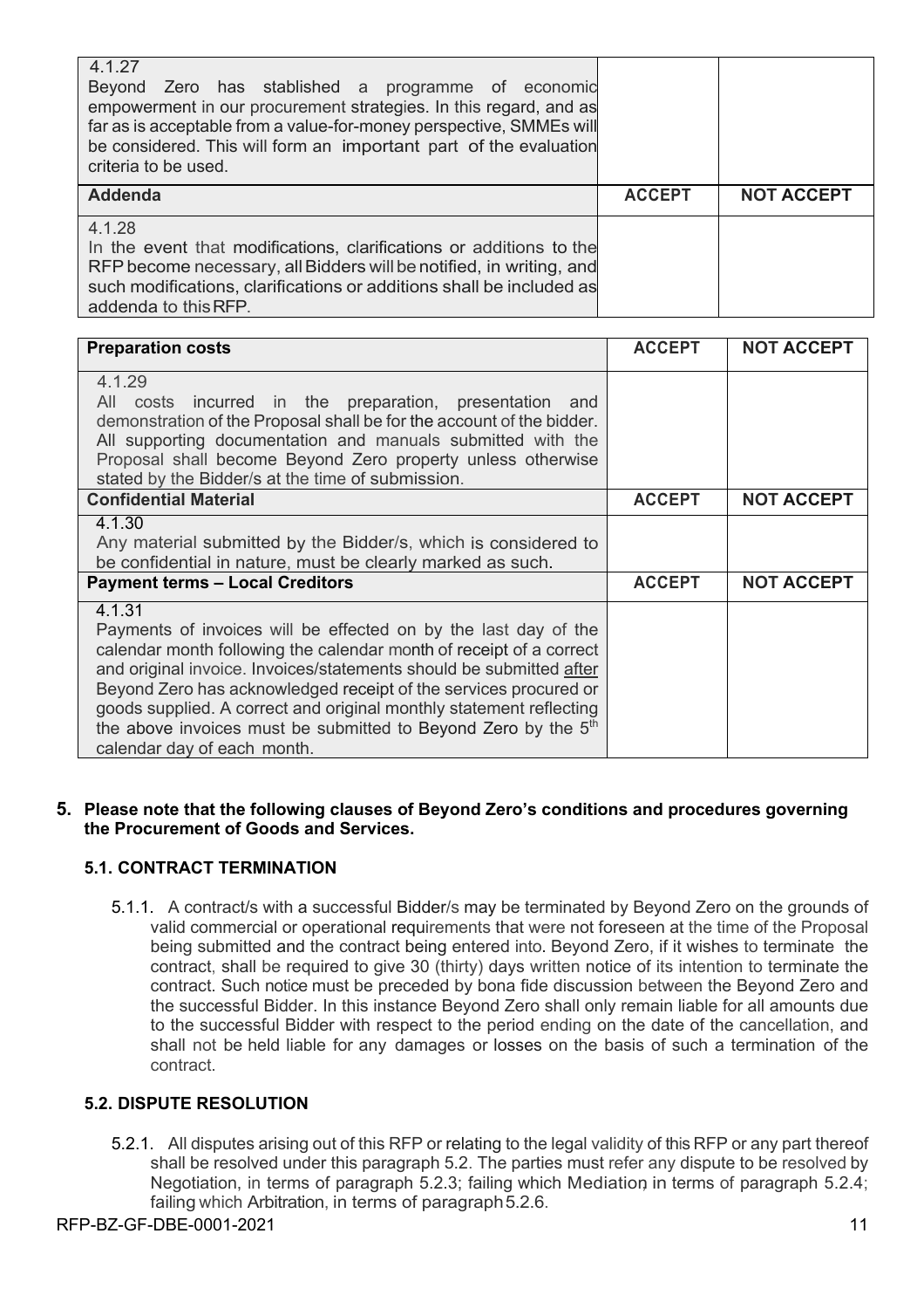| 4.1.27<br>Beyond Zero has stablished a programme of economic empowerment in our procurement strategies. In this regard, and as far as is acceptable from a value-for-money perspective, SMMEs will be considered. This will form an important part of the evaluation criteria to be used. | | |
|---|---|---|
| **Addenda** | **ACCEPT** | **NOT ACCEPT** |
| 4.1.28<br>In the event that modifications, clarifications or additions to the RFP become necessary, all Bidders will be notified, in writing, and such modifications, clarifications or additions shall be included as addenda to this RFP. | | |

| **Preparation costs** | **ACCEPT** | **NOT ACCEPT** |
|---|---|---|
| 4.1.29<br>All costs incurred in the preparation, presentation and demonstration of the Proposal shall be for the account of the bidder. All supporting documentation and manuals submitted with the Proposal shall become Beyond Zero property unless otherwise stated by the Bidder/s at the time of submission. | | |
| **Confidential Material** | **ACCEPT** | **NOT ACCEPT** |
| 4.1.30<br>Any material submitted by the Bidder/s, which is considered to be confidential in nature, must be clearly marked as such. | | |
| **Payment terms – Local Creditors** | **ACCEPT** | **NOT ACCEPT** |
| 4.1.31<br>Payments of invoices will be effected on by the last day of the calendar month following the calendar month of receipt of a correct and original invoice. Invoices/statements should be submitted after Beyond Zero has acknowledged receipt of the services procured or goods supplied. A correct and original monthly statement reflecting the above invoices must be submitted to Beyond Zero by the 5th calendar day of each month. | | |

## 5. Please note that the following clauses of Beyond Zero's conditions and procedures governing the Procurement of Goods and Services.

### 5.1. CONTRACT TERMINATION

5.1.1. A contract/s with a successful Bidder/s may be terminated by Beyond Zero on the grounds of valid commercial or operational requirements that were not foreseen at the time of the Proposal being submitted and the contract being entered into. Beyond Zero, if it wishes to terminate the contract, shall be required to give 30 (thirty) days written notice of its intention to terminate the contract. Such notice must be preceded by bona fide discussion between the Beyond Zero and the successful Bidder. In this instance Beyond Zero shall only remain liable for all amounts due to the successful Bidder with respect to the period ending on the date of the cancellation, and shall not be held liable for any damages or losses on the basis of such a termination of the contract.

### 5.2. DISPUTE RESOLUTION

5.2.1. All disputes arising out of this RFP or relating to the legal validity of this RFP or any part thereof shall be resolved under this paragraph 5.2. The parties must refer any dispute to be resolved by Negotiation, in terms of paragraph 5.2.3; failing which Mediation, in terms of paragraph 5.2.4; failing which Arbitration, in terms of paragraph 5.2.6.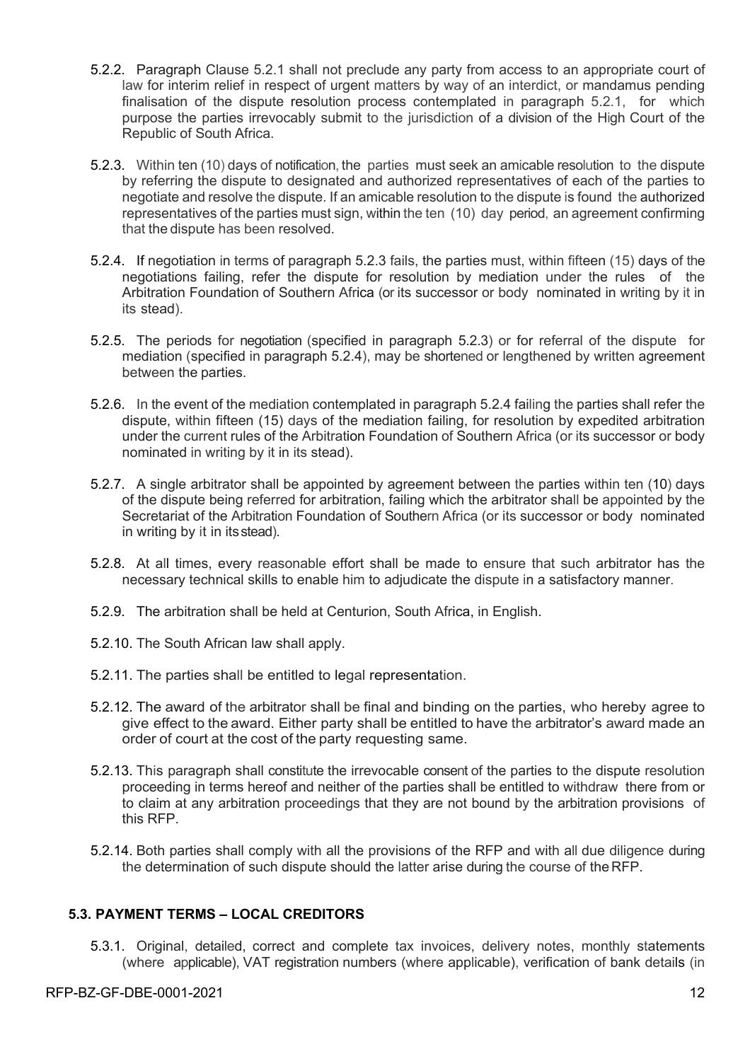5.2.2. Paragraph Clause 5.2.1 shall not preclude any party from access to an appropriate court of law for interim relief in respect of urgent matters by way of an interdict, or mandamus pending finalisation of the dispute resolution process contemplated in paragraph 5.2.1, for which purpose the parties irrevocably submit to the jurisdiction of a division of the High Court of the Republic of South Africa.

5.2.3. Within ten (10) days of notification, the parties must seek an amicable resolution to the dispute by referring the dispute to designated and authorized representatives of each of the parties to negotiate and resolve the dispute. If an amicable resolution to the dispute is found the authorized representatives of the parties must sign, within the ten (10) day period, an agreement confirming that the dispute has been resolved.

5.2.4. If negotiation in terms of paragraph 5.2.3 fails, the parties must, within fifteen (15) days of the negotiations failing, refer the dispute for resolution by mediation under the rules of the Arbitration Foundation of Southern Africa (or its successor or body nominated in writing by it in its stead).

5.2.5. The periods for negotiation (specified in paragraph 5.2.3) or for referral of the dispute for mediation (specified in paragraph 5.2.4), may be shortened or lengthened by written agreement between the parties.

5.2.6. In the event of the mediation contemplated in paragraph 5.2.4 failing the parties shall refer the dispute, within fifteen (15) days of the mediation failing, for resolution by expedited arbitration under the current rules of the Arbitration Foundation of Southern Africa (or its successor or body nominated in writing by it in its stead).

5.2.7. A single arbitrator shall be appointed by agreement between the parties within ten (10) days of the dispute being referred for arbitration, failing which the arbitrator shall be appointed by the Secretariat of the Arbitration Foundation of Southern Africa (or its successor or body nominated in writing by it in its stead).

5.2.8. At all times, every reasonable effort shall be made to ensure that such arbitrator has the necessary technical skills to enable him to adjudicate the dispute in a satisfactory manner.

5.2.9. The arbitration shall be held at Centurion, South Africa, in English.

5.2.10. The South African law shall apply.

5.2.11. The parties shall be entitled to legal representation.

5.2.12. The award of the arbitrator shall be final and binding on the parties, who hereby agree to give effect to the award. Either party shall be entitled to have the arbitrator's award made an order of court at the cost of the party requesting same.

5.2.13. This paragraph shall constitute the irrevocable consent of the parties to the dispute resolution proceeding in terms hereof and neither of the parties shall be entitled to withdraw there from or to claim at any arbitration proceedings that they are not bound by the arbitration provisions of this RFP.

5.2.14. Both parties shall comply with all the provisions of the RFP and with all due diligence during the determination of such dispute should the latter arise during the course of the RFP.

### 5.3. PAYMENT TERMS – LOCAL CREDITORS

5.3.1. Original, detailed, correct and complete tax invoices, delivery notes, monthly statements (where applicable), VAT registration numbers (where applicable), verification of bank details (in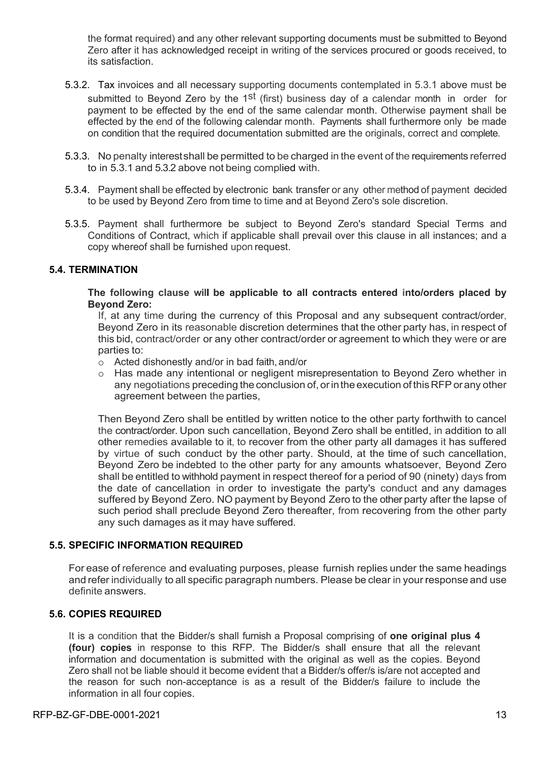the format required) and any other relevant supporting documents must be submitted to Beyond Zero after it has acknowledged receipt in writing of the services procured or goods received, to its satisfaction.

5.3.2. Tax invoices and all necessary supporting documents contemplated in 5.3.1 above must be submitted to Beyond Zero by the 1st (first) business day of a calendar month in order for payment to be effected by the end of the same calendar month. Otherwise payment shall be effected by the end of the following calendar month. Payments shall furthermore only be made on condition that the required documentation submitted are the originals, correct and complete.

5.3.3. No penalty interest shall be permitted to be charged in the event of the requirements referred to in 5.3.1 and 5.3.2 above not being complied with.

5.3.4. Payment shall be effected by electronic bank transfer or any other method of payment decided to be used by Beyond Zero from time to time and at Beyond Zero's sole discretion.

5.3.5. Payment shall furthermore be subject to Beyond Zero's standard Special Terms and Conditions of Contract, which if applicable shall prevail over this clause in all instances; and a copy whereof shall be furnished upon request.

### 5.4. TERMINATION

**The following clause will be applicable to all contracts entered into/orders placed by Beyond Zero:**

If, at any time during the currency of this Proposal and any subsequent contract/order, Beyond Zero in its reasonable discretion determines that the other party has, in respect of this bid, contract/order or any other contract/order or agreement to which they were or are parties to:

- Acted dishonestly and/or in bad faith, and/or
- Has made any intentional or negligent misrepresentation to Beyond Zero whether in any negotiations preceding the conclusion of, or in the execution of this RFP or any other agreement between the parties,

Then Beyond Zero shall be entitled by written notice to the other party forthwith to cancel the contract/order. Upon such cancellation, Beyond Zero shall be entitled, in addition to all other remedies available to it, to recover from the other party all damages it has suffered by virtue of such conduct by the other party. Should, at the time of such cancellation, Beyond Zero be indebted to the other party for any amounts whatsoever, Beyond Zero shall be entitled to withhold payment in respect thereof for a period of 90 (ninety) days from the date of cancellation in order to investigate the party's conduct and any damages suffered by Beyond Zero. NO payment by Beyond Zero to the other party after the lapse of such period shall preclude Beyond Zero thereafter, from recovering from the other party any such damages as it may have suffered.

### 5.5. SPECIFIC INFORMATION REQUIRED

For ease of reference and evaluating purposes, please furnish replies under the same headings and refer individually to all specific paragraph numbers. Please be clear in your response and use definite answers.

### 5.6. COPIES REQUIRED

It is a condition that the Bidder/s shall furnish a Proposal comprising of **one original plus 4 (four) copies** in response to this RFP. The Bidder/s shall ensure that all the relevant information and documentation is submitted with the original as well as the copies. Beyond Zero shall not be liable should it become evident that a Bidder/s offer/s is/are not accepted and the reason for such non-acceptance is as a result of the Bidder/s failure to include the information in all four copies.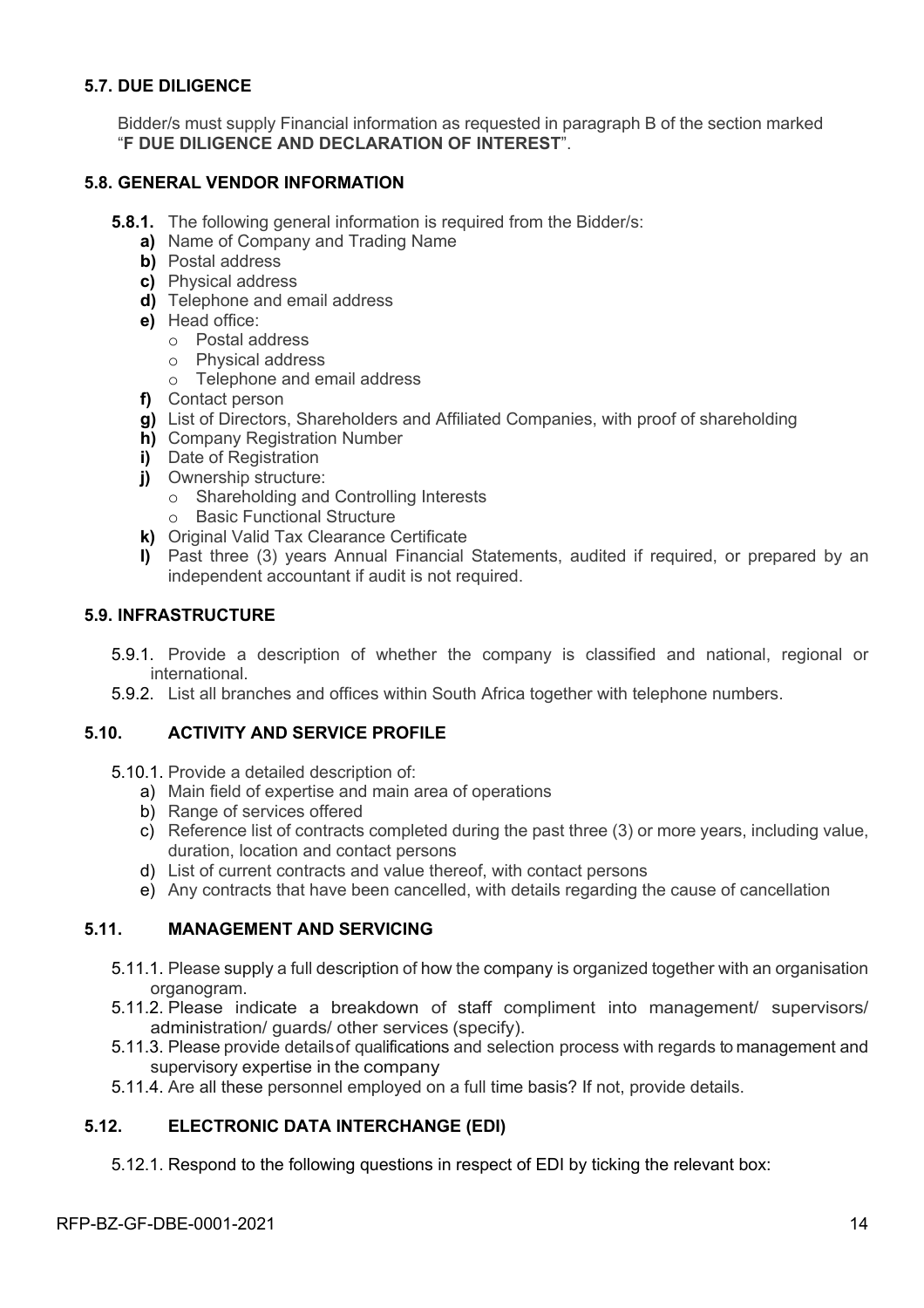### 5.7. DUE DILIGENCE

Bidder/s must supply Financial information as requested in paragraph B of the section marked "**F DUE DILIGENCE AND DECLARATION OF INTEREST**".

### 5.8. GENERAL VENDOR INFORMATION

**5.8.1.** The following general information is required from the Bidder/s:

- **a)** Name of Company and Trading Name
- **b)** Postal address
- **c)** Physical address
- **d)** Telephone and email address
- **e)** Head office:
  - Postal address
  - Physical address
  - Telephone and email address
- **f)** Contact person
- **g)** List of Directors, Shareholders and Affiliated Companies, with proof of shareholding
- **h)** Company Registration Number
- **i)** Date of Registration
- **j)** Ownership structure:
  - Shareholding and Controlling Interests
  - Basic Functional Structure
- **k)** Original Valid Tax Clearance Certificate
- **l)** Past three (3) years Annual Financial Statements, audited if required, or prepared by an independent accountant if audit is not required.

### 5.9. INFRASTRUCTURE

5.9.1. Provide a description of whether the company is classified and national, regional or international.

5.9.2. List all branches and offices within South Africa together with telephone numbers.

### 5.10. ACTIVITY AND SERVICE PROFILE

5.10.1. Provide a detailed description of:

- a) Main field of expertise and main area of operations
- b) Range of services offered
- c) Reference list of contracts completed during the past three (3) or more years, including value, duration, location and contact persons
- d) List of current contracts and value thereof, with contact persons
- e) Any contracts that have been cancelled, with details regarding the cause of cancellation

### 5.11. MANAGEMENT AND SERVICING

5.11.1. Please supply a full description of how the company is organized together with an organisation organogram.

5.11.2. Please indicate a breakdown of staff compliment into management/ supervisors/ administration/ guards/ other services (specify).

5.11.3. Please provide details of qualifications and selection process with regards to management and supervisory expertise in the company

5.11.4. Are all these personnel employed on a full time basis? If not, provide details.

### 5.12. ELECTRONIC DATA INTERCHANGE (EDI)

5.12.1. Respond to the following questions in respect of EDI by ticking the relevant box: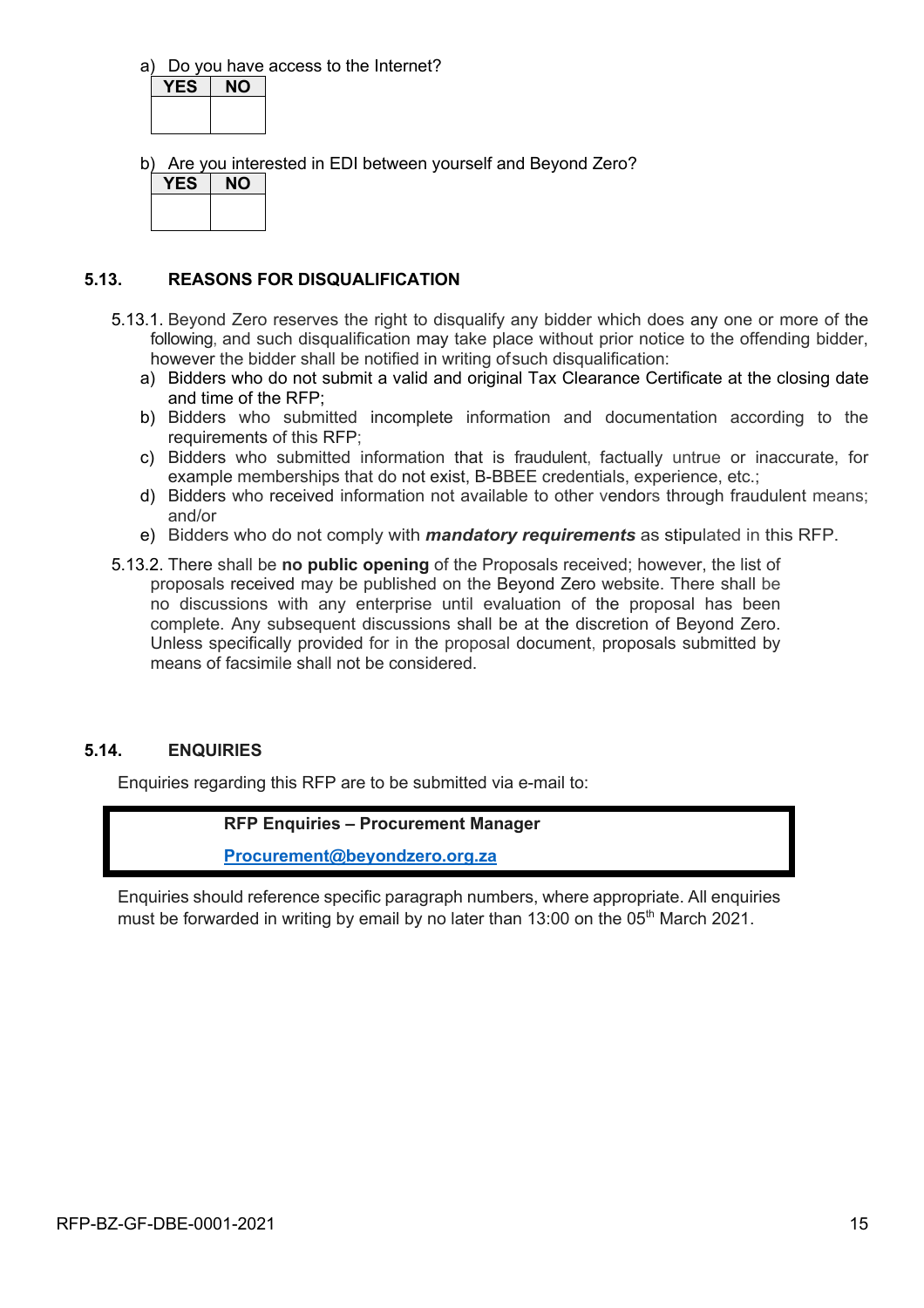a) Do you have access to the Internet?

| YES | NO |
| --- | --- |
| | |

b) Are you interested in EDI between yourself and Beyond Zero?

| YES | NO |
| --- | --- |
| | |

### 5.13. REASONS FOR DISQUALIFICATION

5.13.1. Beyond Zero reserves the right to disqualify any bidder which does any one or more of the following, and such disqualification may take place without prior notice to the offending bidder, however the bidder shall be notified in writing of such disqualification:

a) Bidders who do not submit a valid and original Tax Clearance Certificate at the closing date and time of the RFP;
b) Bidders who submitted incomplete information and documentation according to the requirements of this RFP;
c) Bidders who submitted information that is fraudulent, factually untrue or inaccurate, for example memberships that do not exist, B-BBEE credentials, experience, etc.;
d) Bidders who received information not available to other vendors through fraudulent means; and/or
e) Bidders who do not comply with ***mandatory requirements*** as stipulated in this RFP.

5.13.2. There shall be **no public opening** of the Proposals received; however, the list of proposals received may be published on the Beyond Zero website. There shall be no discussions with any enterprise until evaluation of the proposal has been complete. Any subsequent discussions shall be at the discretion of Beyond Zero. Unless specifically provided for in the proposal document, proposals submitted by means of facsimile shall not be considered.

### 5.14. ENQUIRIES

Enquiries regarding this RFP are to be submitted via e-mail to:

**RFP Enquiries – Procurement Manager**

**Procurement@beyondzero.org.za**

Enquiries should reference specific paragraph numbers, where appropriate. All enquiries must be forwarded in writing by email by no later than 13:00 on the 05th March 2021.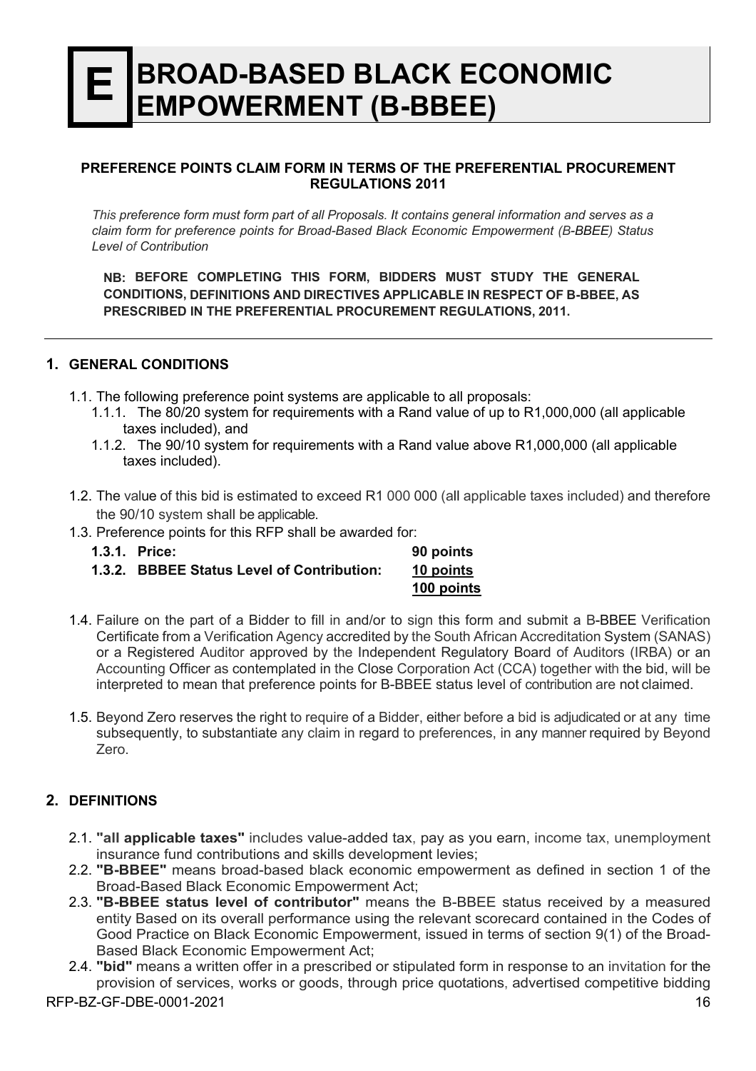# E BROAD-BASED BLACK ECONOMIC EMPOWERMENT (B-BBEE)

**PREFERENCE POINTS CLAIM FORM IN TERMS OF THE PREFERENTIAL PROCUREMENT REGULATIONS 2011**

*This preference form must form part of all Proposals. It contains general information and serves as a claim form for preference points for Broad-Based Black Economic Empowerment (B-BBEE) Status Level of Contribution*

**NB: BEFORE COMPLETING THIS FORM, BIDDERS MUST STUDY THE GENERAL CONDITIONS, DEFINITIONS AND DIRECTIVES APPLICABLE IN RESPECT OF B-BBEE, AS PRESCRIBED IN THE PREFERENTIAL PROCUREMENT REGULATIONS, 2011.**

## 1. GENERAL CONDITIONS

1.1. The following preference point systems are applicable to all proposals:

1.1.1. The 80/20 system for requirements with a Rand value of up to R1,000,000 (all applicable taxes included), and

1.1.2. The 90/10 system for requirements with a Rand value above R1,000,000 (all applicable taxes included).

1.2. The value of this bid is estimated to exceed R1 000 000 (all applicable taxes included) and therefore the 90/10 system shall be applicable.

1.3. Preference points for this RFP shall be awarded for:

| | |
|---|---|
| **1.3.1. Price:** | **90 points** |
| **1.3.2. BBBEE Status Level of Contribution:** | **10 points** |
| | **100 points** |

1.4. Failure on the part of a Bidder to fill in and/or to sign this form and submit a B-BBEE Verification Certificate from a Verification Agency accredited by the South African Accreditation System (SANAS) or a Registered Auditor approved by the Independent Regulatory Board of Auditors (IRBA) or an Accounting Officer as contemplated in the Close Corporation Act (CCA) together with the bid, will be interpreted to mean that preference points for B-BBEE status level of contribution are not claimed.

1.5. Beyond Zero reserves the right to require of a Bidder, either before a bid is adjudicated or at any time subsequently, to substantiate any claim in regard to preferences, in any manner required by Beyond Zero.

## 2. DEFINITIONS

2.1. **"all applicable taxes"** includes value-added tax, pay as you earn, income tax, unemployment insurance fund contributions and skills development levies;

2.2. **"B-BBEE"** means broad-based black economic empowerment as defined in section 1 of the Broad-Based Black Economic Empowerment Act;

2.3. **"B-BBEE status level of contributor"** means the B-BBEE status received by a measured entity Based on its overall performance using the relevant scorecard contained in the Codes of Good Practice on Black Economic Empowerment, issued in terms of section 9(1) of the Broad-Based Black Economic Empowerment Act;

2.4. **"bid"** means a written offer in a prescribed or stipulated form in response to an invitation for the provision of services, works or goods, through price quotations, advertised competitive bidding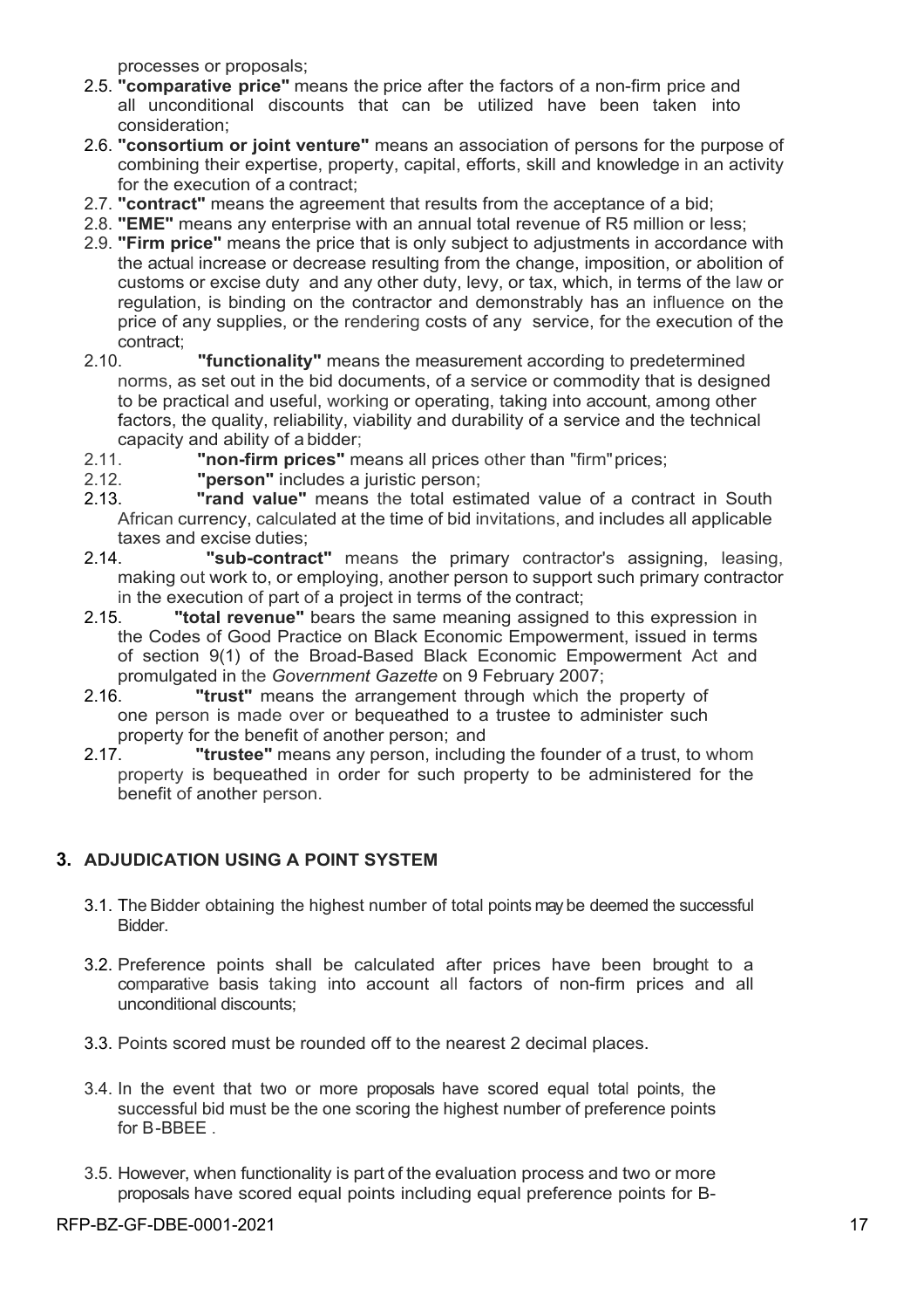processes or proposals;

2.5. **"comparative price"** means the price after the factors of a non-firm price and all unconditional discounts that can be utilized have been taken into consideration;

2.6. **"consortium or joint venture"** means an association of persons for the purpose of combining their expertise, property, capital, efforts, skill and knowledge in an activity for the execution of a contract;

2.7. **"contract"** means the agreement that results from the acceptance of a bid;

2.8. **"EME"** means any enterprise with an annual total revenue of R5 million or less;

2.9. **"Firm price"** means the price that is only subject to adjustments in accordance with the actual increase or decrease resulting from the change, imposition, or abolition of customs or excise duty and any other duty, levy, or tax, which, in terms of the law or regulation, is binding on the contractor and demonstrably has an influence on the price of any supplies, or the rendering costs of any service, for the execution of the contract;

2.10. **"functionality"** means the measurement according to predetermined norms, as set out in the bid documents, of a service or commodity that is designed to be practical and useful, working or operating, taking into account, among other factors, the quality, reliability, viability and durability of a service and the technical capacity and ability of a bidder;

2.11. **"non-firm prices"** means all prices other than "firm" prices;

2.12. **"person"** includes a juristic person;

2.13. **"rand value"** means the total estimated value of a contract in South African currency, calculated at the time of bid invitations, and includes all applicable taxes and excise duties;

2.14. **"sub-contract"** means the primary contractor's assigning, leasing, making out work to, or employing, another person to support such primary contractor in the execution of part of a project in terms of the contract;

2.15. **"total revenue"** bears the same meaning assigned to this expression in the Codes of Good Practice on Black Economic Empowerment, issued in terms of section 9(1) of the Broad-Based Black Economic Empowerment Act and promulgated in the *Government Gazette* on 9 February 2007;

2.16. **"trust"** means the arrangement through which the property of one person is made over or bequeathed to a trustee to administer such property for the benefit of another person; and

2.17. **"trustee"** means any person, including the founder of a trust, to whom property is bequeathed in order for such property to be administered for the benefit of another person.

## 3. ADJUDICATION USING A POINT SYSTEM

3.1. The Bidder obtaining the highest number of total points may be deemed the successful Bidder.

3.2. Preference points shall be calculated after prices have been brought to a comparative basis taking into account all factors of non-firm prices and all unconditional discounts;

3.3. Points scored must be rounded off to the nearest 2 decimal places.

3.4. In the event that two or more proposals have scored equal total points, the successful bid must be the one scoring the highest number of preference points for B-BBEE .

3.5. However, when functionality is part of the evaluation process and two or more proposals have scored equal points including equal preference points for B-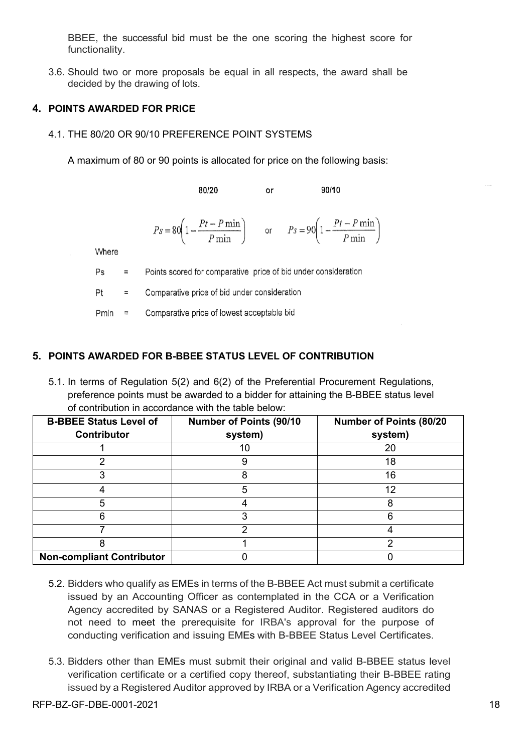BBEE, the successful bid must be the one scoring the highest score for functionality.

3.6. Should two or more proposals be equal in all respects, the award shall be decided by the drawing of lots.

## 4. POINTS AWARDED FOR PRICE

4.1. THE 80/20 OR 90/10 PREFERENCE POINT SYSTEMS

A maximum of 80 or 90 points is allocated for price on the following basis:

80/20 or 90/10

$$Ps = 80\left(1 - \frac{Pt - P\min}{P\min}\right) \quad \text{or} \quad Ps = 90\left(1 - \frac{Pt - P\min}{P\min}\right)$$

Where

Ps = Points scored for comparative price of bid under consideration

Pt = Comparative price of bid under consideration

Pmin = Comparative price of lowest acceptable bid

## 5. POINTS AWARDED FOR B-BBEE STATUS LEVEL OF CONTRIBUTION

5.1. In terms of Regulation 5(2) and 6(2) of the Preferential Procurement Regulations, preference points must be awarded to a bidder for attaining the B-BBEE status level of contribution in accordance with the table below:

| B-BBEE Status Level of Contributor | Number of Points (90/10 system) | Number of Points (80/20 system) |
|---|---|---|
| 1 | 10 | 20 |
| 2 | 9 | 18 |
| 3 | 8 | 16 |
| 4 | 5 | 12 |
| 5 | 4 | 8 |
| 6 | 3 | 6 |
| 7 | 2 | 4 |
| 8 | 1 | 2 |
| **Non-compliant Contributor** | 0 | 0 |

5.2. Bidders who qualify as EMEs in terms of the B-BBEE Act must submit a certificate issued by an Accounting Officer as contemplated in the CCA or a Verification Agency accredited by SANAS or a Registered Auditor. Registered auditors do not need to meet the prerequisite for IRBA's approval for the purpose of conducting verification and issuing EMEs with B-BBEE Status Level Certificates.

5.3. Bidders other than EMEs must submit their original and valid B-BBEE status level verification certificate or a certified copy thereof, substantiating their B-BBEE rating issued by a Registered Auditor approved by IRBA or a Verification Agency accredited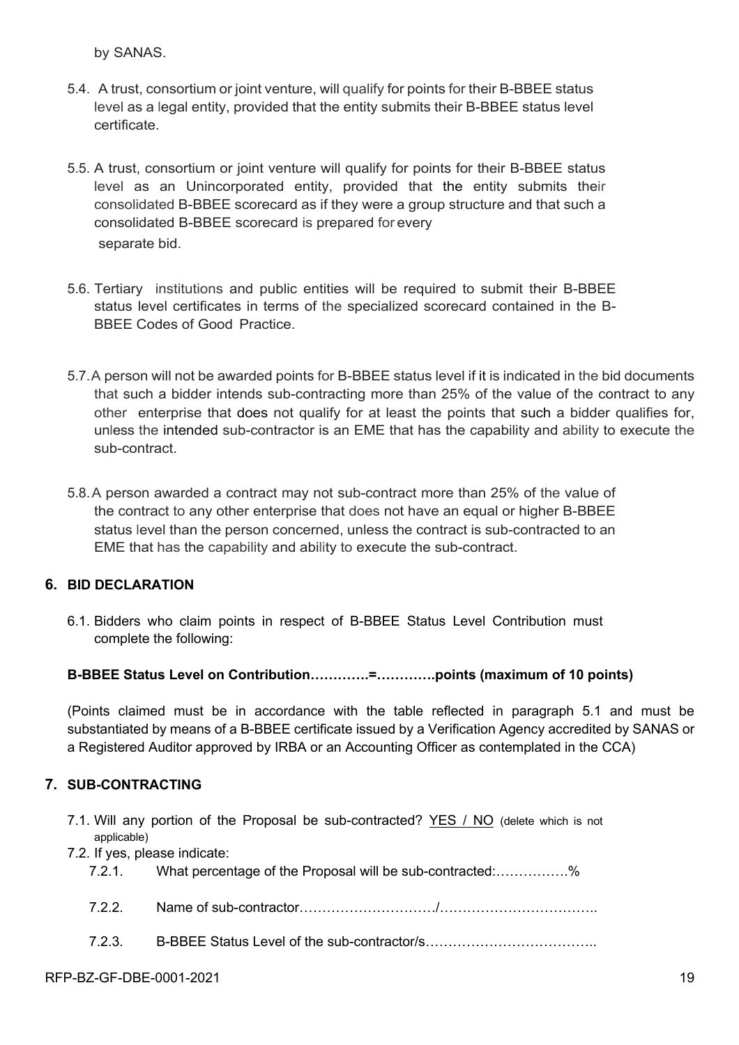by SANAS.

5.4. A trust, consortium or joint venture, will qualify for points for their B-BBEE status level as a legal entity, provided that the entity submits their B-BBEE status level certificate.

5.5. A trust, consortium or joint venture will qualify for points for their B-BBEE status level as an Unincorporated entity, provided that the entity submits their consolidated B-BBEE scorecard as if they were a group structure and that such a consolidated B-BBEE scorecard is prepared for every separate bid.

5.6. Tertiary institutions and public entities will be required to submit their B-BBEE status level certificates in terms of the specialized scorecard contained in the B-BBEE Codes of Good Practice.

5.7. A person will not be awarded points for B-BBEE status level if it is indicated in the bid documents that such a bidder intends sub-contracting more than 25% of the value of the contract to any other enterprise that does not qualify for at least the points that such a bidder qualifies for, unless the intended sub-contractor is an EME that has the capability and ability to execute the sub-contract.

5.8. A person awarded a contract may not sub-contract more than 25% of the value of the contract to any other enterprise that does not have an equal or higher B-BBEE status level than the person concerned, unless the contract is sub-contracted to an EME that has the capability and ability to execute the sub-contract.

## 6. BID DECLARATION

6.1. Bidders who claim points in respect of B-BBEE Status Level Contribution must complete the following:

**B-BBEE Status Level on Contribution………….=………….points (maximum of 10 points)**

(Points claimed must be in accordance with the table reflected in paragraph 5.1 and must be substantiated by means of a B-BBEE certificate issued by a Verification Agency accredited by SANAS or a Registered Auditor approved by IRBA or an Accounting Officer as contemplated in the CCA)

## 7. SUB-CONTRACTING

7.1. Will any portion of the Proposal be sub-contracted? YES / NO (delete which is not applicable)

7.2. If yes, please indicate:

7.2.1. What percentage of the Proposal will be sub-contracted:…………….%

7.2.2. Name of sub-contractor…………………………/……………………………..

7.2.3. B-BBEE Status Level of the sub-contractor/s………………………………..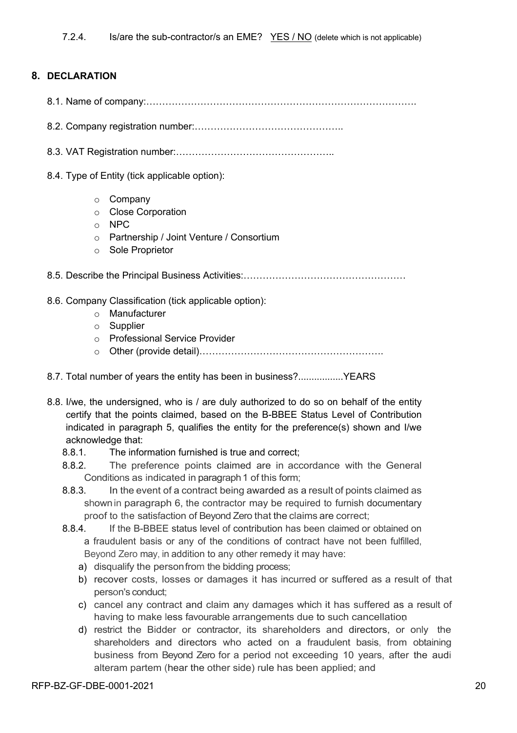7.2.4. Is/are the sub-contractor/s an EME? YES / NO (delete which is not applicable)

## 8. DECLARATION

8.1. Name of company:………………………………………………………………………….

8.2. Company registration number:………………………………………..

8.3. VAT Registration number:…………………………………………..

8.4. Type of Entity (tick applicable option):

- Company
- Close Corporation
- NPC
- Partnership / Joint Venture / Consortium
- Sole Proprietor

8.5. Describe the Principal Business Activities:…………………………………………

8.6. Company Classification (tick applicable option):

- Manufacturer
- Supplier
- Professional Service Provider
- Other (provide detail)………………………………………………….

8.7. Total number of years the entity has been in business?.................YEARS

8.8. I/we, the undersigned, who is / are duly authorized to do so on behalf of the entity certify that the points claimed, based on the B-BBEE Status Level of Contribution indicated in paragraph 5, qualifies the entity for the preference(s) shown and I/we acknowledge that:

8.8.1. The information furnished is true and correct;

8.8.2. The preference points claimed are in accordance with the General Conditions as indicated in paragraph 1 of this form;

8.8.3. In the event of a contract being awarded as a result of points claimed as shown in paragraph 6, the contractor may be required to furnish documentary proof to the satisfaction of Beyond Zero that the claims are correct;

8.8.4. If the B-BBEE status level of contribution has been claimed or obtained on a fraudulent basis or any of the conditions of contract have not been fulfilled, Beyond Zero may, in addition to any other remedy it may have:

a) disqualify the person from the bidding process;
b) recover costs, losses or damages it has incurred or suffered as a result of that person's conduct;
c) cancel any contract and claim any damages which it has suffered as a result of having to make less favourable arrangements due to such cancellation;
d) restrict the Bidder or contractor, its shareholders and directors, or only the shareholders and directors who acted on a fraudulent basis, from obtaining business from Beyond Zero for a period not exceeding 10 years, after the audi alteram partem (hear the other side) rule has been applied; and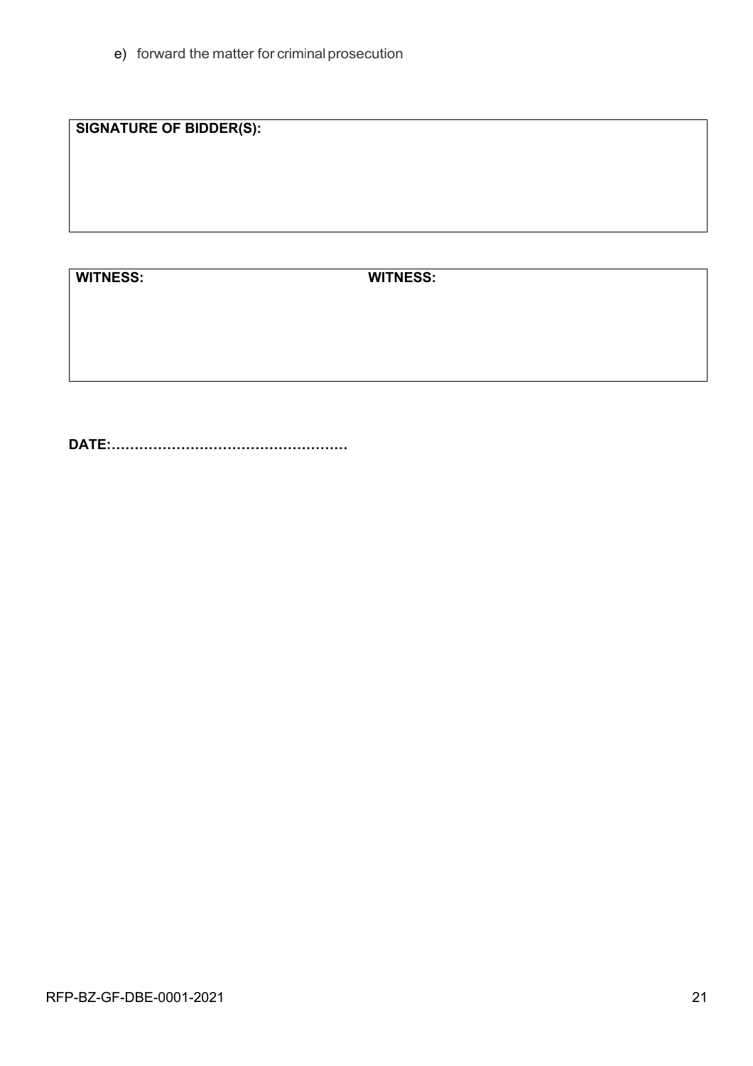e) forward the matter for criminal prosecution

| **SIGNATURE OF BIDDER(S):** |
| --- |
| |

| **WITNESS:** | **WITNESS:** |
| --- | --- |
| | |

**DATE:……………………………………………**

RFP-BZ-GF-DBE-0001-2021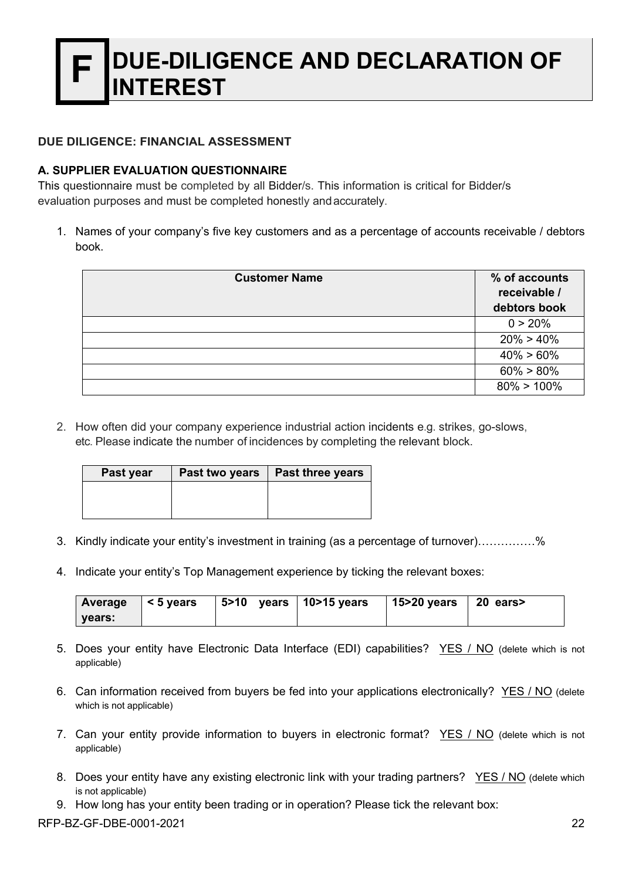# F DUE-DILIGENCE AND DECLARATION OF INTEREST

**DUE DILIGENCE: FINANCIAL ASSESSMENT**

**A. SUPPLIER EVALUATION QUESTIONNAIRE**

This questionnaire must be completed by all Bidder/s. This information is critical for Bidder/s evaluation purposes and must be completed honestly and accurately.

1. Names of your company's five key customers and as a percentage of accounts receivable / debtors book.

| Customer Name | % of accounts receivable / debtors book |
|---|---|
| | 0 > 20% |
| | 20% > 40% |
| | 40% > 60% |
| | 60% > 80% |
| | 80% > 100% |

2. How often did your company experience industrial action incidents e.g. strikes, go-slows, etc. Please indicate the number of incidences by completing the relevant block.

| Past year | Past two years | Past three years |
|---|---|---|
| | | |

3. Kindly indicate your entity's investment in training (as a percentage of turnover)……………%

4. Indicate your entity's Top Management experience by ticking the relevant boxes:

| Average years: | < 5 years | 5>10 years | 10>15 years | 15>20 years | 20 ears> |
|---|---|---|---|---|---|

5. Does your entity have Electronic Data Interface (EDI) capabilities? YES / NO (delete which is not applicable)

6. Can information received from buyers be fed into your applications electronically? YES / NO (delete which is not applicable)

7. Can your entity provide information to buyers in electronic format? YES / NO (delete which is not applicable)

8. Does your entity have any existing electronic link with your trading partners? YES / NO (delete which is not applicable)

9. How long has your entity been trading or in operation? Please tick the relevant box:

RFP-BZ-GF-DBE-0001-2021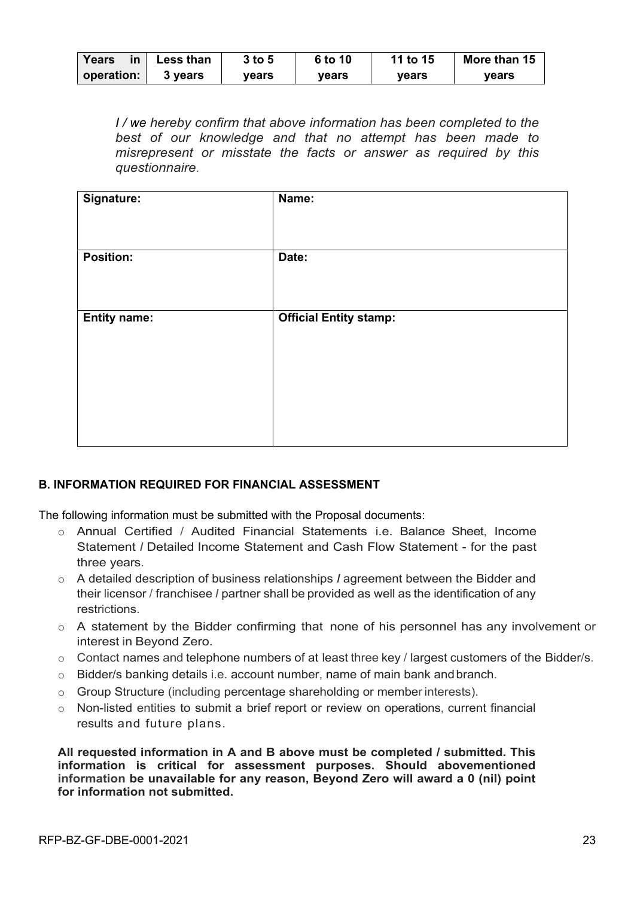| Years in operation: | Less than 3 years | 3 to 5 years | 6 to 10 years | 11 to 15 years | More than 15 years |
|---|---|---|---|---|---|

*I / we hereby confirm that above information has been completed to the best of our knowledge and that no attempt has been made to misrepresent or misstate the facts or answer as required by this questionnaire.*

| Signature: | Name: |
|---|---|
| **Position:** | **Date:** |
| **Entity name:** | **Official Entity stamp:** |

**B. INFORMATION REQUIRED FOR FINANCIAL ASSESSMENT**

The following information must be submitted with the Proposal documents:

- Annual Certified / Audited Financial Statements i.e. Balance Sheet, Income Statement / Detailed Income Statement and Cash Flow Statement - for the past three years.
- A detailed description of business relationships / agreement between the Bidder and their licensor / franchisee / partner shall be provided as well as the identification of any restrictions.
- A statement by the Bidder confirming that none of his personnel has any involvement or interest in Beyond Zero.
- Contact names and telephone numbers of at least three key / largest customers of the Bidder/s.
- Bidder/s banking details i.e. account number, name of main bank and branch.
- Group Structure (including percentage shareholding or member interests).
- Non-listed entities to submit a brief report or review on operations, current financial results and future plans.

**All requested information in A and B above must be completed / submitted. This information is critical for assessment purposes. Should abovementioned information be unavailable for any reason, Beyond Zero will award a 0 (nil) point for information not submitted.**

RFP-BZ-GF-DBE-0001-2021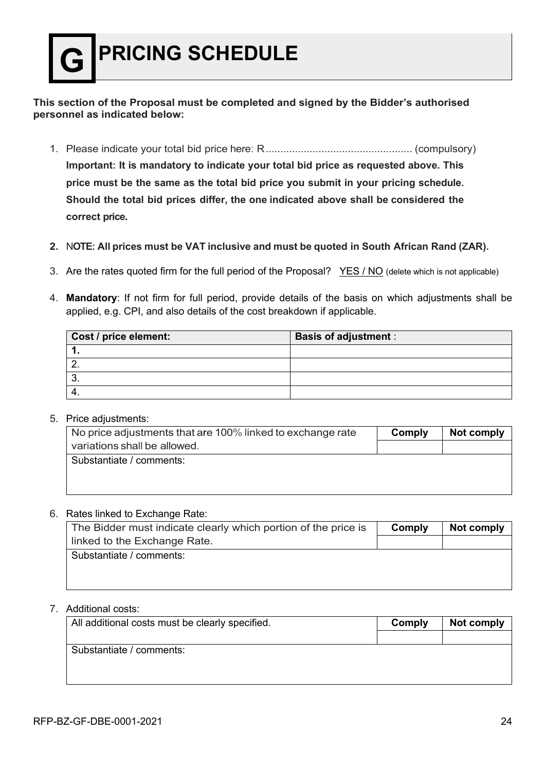# G PRICING SCHEDULE

**This section of the Proposal must be completed and signed by the Bidder's authorised personnel as indicated below:**

1. Please indicate your total bid price here: R.................................................. (compulsory)
   **Important: It is mandatory to indicate your total bid price as requested above. This price must be the same as the total bid price you submit in your pricing schedule. Should the total bid prices differ, the one indicated above shall be considered the correct price.**

2. **NOTE: All prices must be VAT inclusive and must be quoted in South African Rand (ZAR).**

3. Are the rates quoted firm for the full period of the Proposal? YES / NO (delete which is not applicable)

4. **Mandatory**: If not firm for full period, provide details of the basis on which adjustments shall be applied, e.g. CPI, and also details of the cost breakdown if applicable.

| Cost / price element: | Basis of adjustment : |
|---|---|
| **1.** | |
| 2. | |
| 3. | |
| 4. | |

5. Price adjustments:

| No price adjustments that are 100% linked to exchange rate variations shall be allowed. | Comply | Not comply |
|---|---|---|
| Substantiate / comments: | | |

6. Rates linked to Exchange Rate:

| The Bidder must indicate clearly which portion of the price is linked to the Exchange Rate. | Comply | Not comply |
|---|---|---|
| Substantiate / comments: | | |

7. Additional costs:

| All additional costs must be clearly specified. | Comply | Not comply |
|---|---|---|
| Substantiate / comments: | | |

RFP-BZ-GF-DBE-0001-2021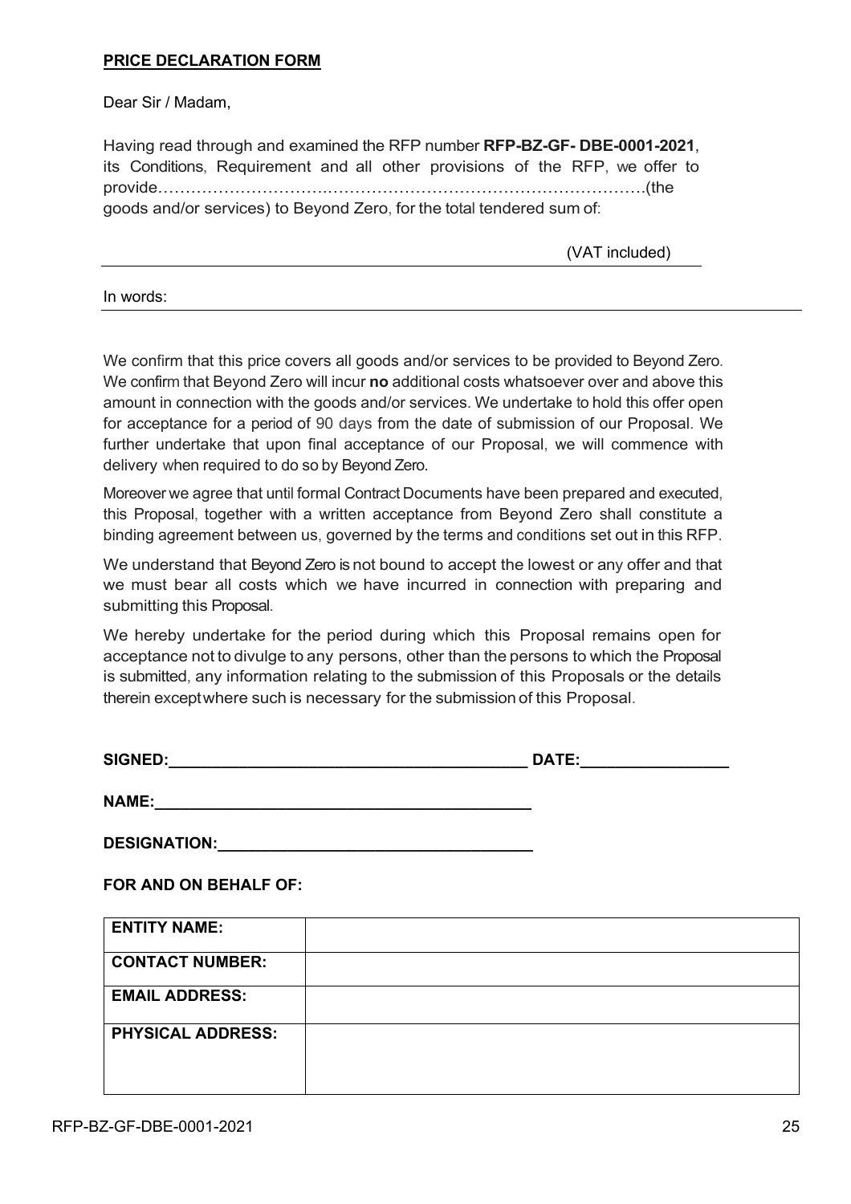**PRICE DECLARATION FORM**

Dear Sir / Madam,

Having read through and examined the RFP number **RFP-BZ-GF- DBE-0001-2021**, its Conditions, Requirement and all other provisions of the RFP, we offer to provide……………………….………………………………………………….(the goods and/or services) to Beyond Zero, for the total tendered sum of:

_______________________________________________ (VAT included)

In words: _______________________________________________

We confirm that this price covers all goods and/or services to be provided to Beyond Zero. We confirm that Beyond Zero will incur **no** additional costs whatsoever over and above this amount in connection with the goods and/or services. We undertake to hold this offer open for acceptance for a period of 90 days from the date of submission of our Proposal. We further undertake that upon final acceptance of our Proposal, we will commence with delivery when required to do so by Beyond Zero.

Moreover we agree that until formal Contract Documents have been prepared and executed, this Proposal, together with a written acceptance from Beyond Zero shall constitute a binding agreement between us, governed by the terms and conditions set out in this RFP.

We understand that Beyond Zero is not bound to accept the lowest or any offer and that we must bear all costs which we have incurred in connection with preparing and submitting this Proposal.

We hereby undertake for the period during which this Proposal remains open for acceptance not to divulge to any persons, other than the persons to which the Proposal is submitted, any information relating to the submission of this Proposals or the details therein exceptwhere such is necessary for the submission of this Proposal.

**SIGNED:**_________________________________________ **DATE:**_________________

**NAME:**_____________________________________________

**DESIGNATION:**______________________________________

**FOR AND ON BEHALF OF:**

| **ENTITY NAME:** | |
|---|---|
| **CONTACT NUMBER:** | |
| **EMAIL ADDRESS:** | |
| **PHYSICAL ADDRESS:** | |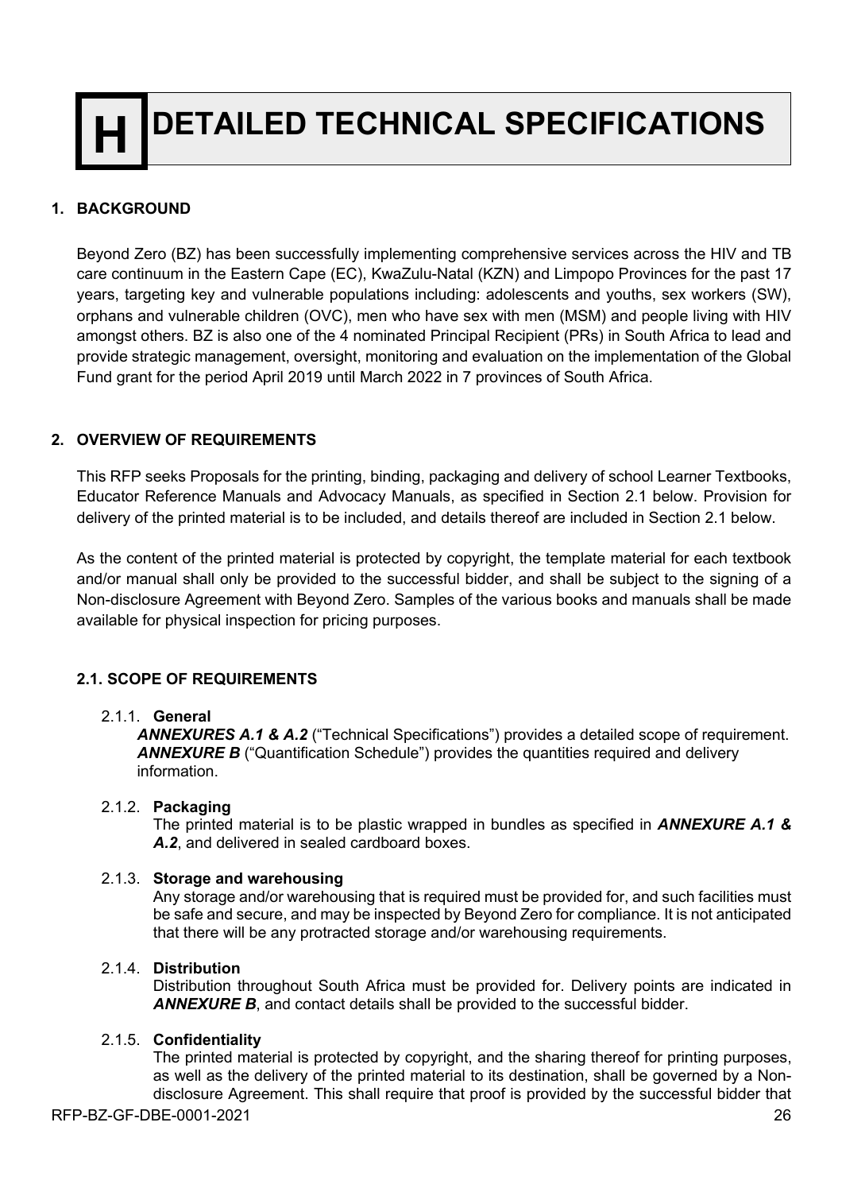# H DETAILED TECHNICAL SPECIFICATIONS

## 1. BACKGROUND

Beyond Zero (BZ) has been successfully implementing comprehensive services across the HIV and TB care continuum in the Eastern Cape (EC), KwaZulu-Natal (KZN) and Limpopo Provinces for the past 17 years, targeting key and vulnerable populations including: adolescents and youths, sex workers (SW), orphans and vulnerable children (OVC), men who have sex with men (MSM) and people living with HIV amongst others. BZ is also one of the 4 nominated Principal Recipient (PRs) in South Africa to lead and provide strategic management, oversight, monitoring and evaluation on the implementation of the Global Fund grant for the period April 2019 until March 2022 in 7 provinces of South Africa.

## 2. OVERVIEW OF REQUIREMENTS

This RFP seeks Proposals for the printing, binding, packaging and delivery of school Learner Textbooks, Educator Reference Manuals and Advocacy Manuals, as specified in Section 2.1 below. Provision for delivery of the printed material is to be included, and details thereof are included in Section 2.1 below.

As the content of the printed material is protected by copyright, the template material for each textbook and/or manual shall only be provided to the successful bidder, and shall be subject to the signing of a Non-disclosure Agreement with Beyond Zero. Samples of the various books and manuals shall be made available for physical inspection for pricing purposes.

### 2.1. SCOPE OF REQUIREMENTS

2.1.1. **General**

***ANNEXURES A.1 & A.2*** ("Technical Specifications") provides a detailed scope of requirement. ***ANNEXURE B*** ("Quantification Schedule") provides the quantities required and delivery information.

2.1.2. **Packaging**

The printed material is to be plastic wrapped in bundles as specified in ***ANNEXURE A.1 & A.2***, and delivered in sealed cardboard boxes.

2.1.3. **Storage and warehousing**

Any storage and/or warehousing that is required must be provided for, and such facilities must be safe and secure, and may be inspected by Beyond Zero for compliance. It is not anticipated that there will be any protracted storage and/or warehousing requirements.

2.1.4. **Distribution**

Distribution throughout South Africa must be provided for. Delivery points are indicated in ***ANNEXURE B***, and contact details shall be provided to the successful bidder.

2.1.5. **Confidentiality**

The printed material is protected by copyright, and the sharing thereof for printing purposes, as well as the delivery of the printed material to its destination, shall be governed by a Non-disclosure Agreement. This shall require that proof is provided by the successful bidder that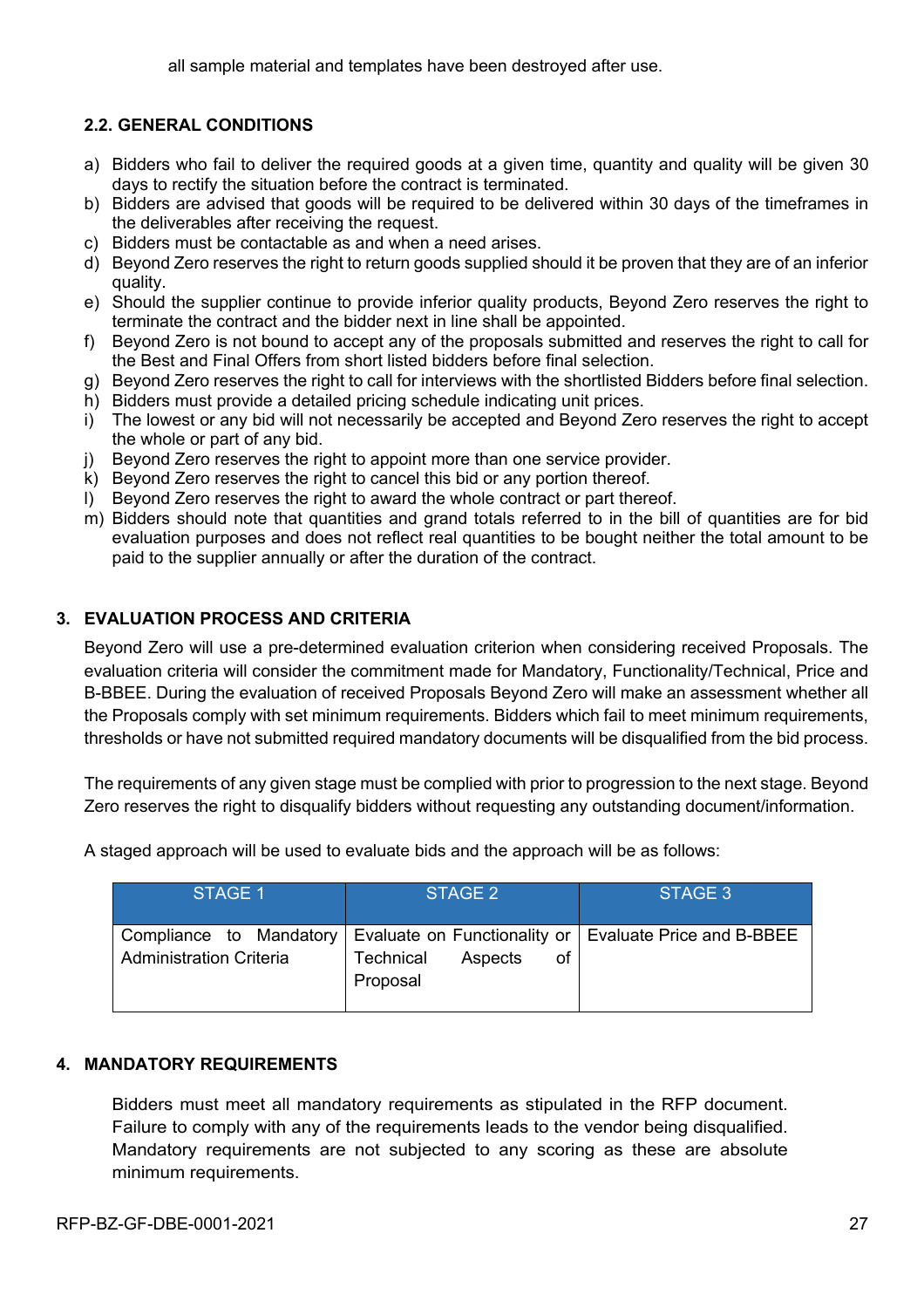all sample material and templates have been destroyed after use.

### 2.2. GENERAL CONDITIONS

a) Bidders who fail to deliver the required goods at a given time, quantity and quality will be given 30 days to rectify the situation before the contract is terminated.
b) Bidders are advised that goods will be required to be delivered within 30 days of the timeframes in the deliverables after receiving the request.
c) Bidders must be contactable as and when a need arises.
d) Beyond Zero reserves the right to return goods supplied should it be proven that they are of an inferior quality.
e) Should the supplier continue to provide inferior quality products, Beyond Zero reserves the right to terminate the contract and the bidder next in line shall be appointed.
f) Beyond Zero is not bound to accept any of the proposals submitted and reserves the right to call for the Best and Final Offers from short listed bidders before final selection.
g) Beyond Zero reserves the right to call for interviews with the shortlisted Bidders before final selection.
h) Bidders must provide a detailed pricing schedule indicating unit prices.
i) The lowest or any bid will not necessarily be accepted and Beyond Zero reserves the right to accept the whole or part of any bid.
j) Beyond Zero reserves the right to appoint more than one service provider.
k) Beyond Zero reserves the right to cancel this bid or any portion thereof.
l) Beyond Zero reserves the right to award the whole contract or part thereof.
m) Bidders should note that quantities and grand totals referred to in the bill of quantities are for bid evaluation purposes and does not reflect real quantities to be bought neither the total amount to be paid to the supplier annually or after the duration of the contract.

## 3. EVALUATION PROCESS AND CRITERIA

Beyond Zero will use a pre-determined evaluation criterion when considering received Proposals. The evaluation criteria will consider the commitment made for Mandatory, Functionality/Technical, Price and B-BBEE. During the evaluation of received Proposals Beyond Zero will make an assessment whether all the Proposals comply with set minimum requirements. Bidders which fail to meet minimum requirements, thresholds or have not submitted required mandatory documents will be disqualified from the bid process.

The requirements of any given stage must be complied with prior to progression to the next stage. Beyond Zero reserves the right to disqualify bidders without requesting any outstanding document/information.

A staged approach will be used to evaluate bids and the approach will be as follows:

| STAGE 1 | STAGE 2 | STAGE 3 |
|---|---|---|
| Compliance to Mandatory Administration Criteria | Evaluate on Functionality or Technical Aspects of Proposal | Evaluate Price and B-BBEE |

## 4. MANDATORY REQUIREMENTS

Bidders must meet all mandatory requirements as stipulated in the RFP document. Failure to comply with any of the requirements leads to the vendor being disqualified. Mandatory requirements are not subjected to any scoring as these are absolute minimum requirements.

RFP-BZ-GF-DBE-0001-2021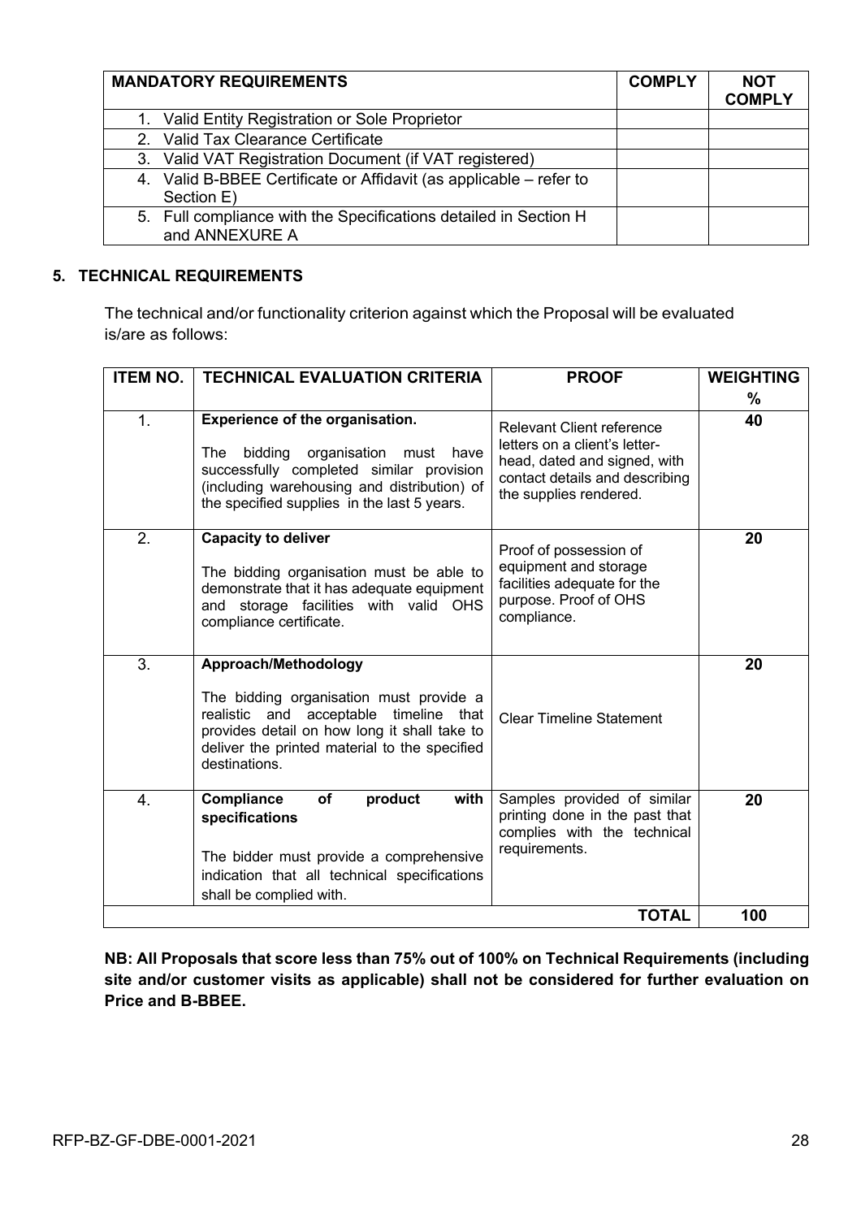| MANDATORY REQUIREMENTS | COMPLY | NOT COMPLY |
|---|---|---|
| 1. Valid Entity Registration or Sole Proprietor | | |
| 2. Valid Tax Clearance Certificate | | |
| 3. Valid VAT Registration Document (if VAT registered) | | |
| 4. Valid B-BBEE Certificate or Affidavit (as applicable – refer to Section E) | | |
| 5. Full compliance with the Specifications detailed in Section H and ANNEXURE A | | |

## 5. TECHNICAL REQUIREMENTS

The technical and/or functionality criterion against which the Proposal will be evaluated is/are as follows:

| ITEM NO. | TECHNICAL EVALUATION CRITERIA | PROOF | WEIGHTING % |
|---|---|---|---|
| 1. | **Experience of the organisation.** The bidding organisation must have successfully completed similar provision (including warehousing and distribution) of the specified supplies in the last 5 years. | Relevant Client reference letters on a client's letter-head, dated and signed, with contact details and describing the supplies rendered. | **40** |
| 2. | **Capacity to deliver** The bidding organisation must be able to demonstrate that it has adequate equipment and storage facilities with valid OHS compliance certificate. | Proof of possession of equipment and storage facilities adequate for the purpose. Proof of OHS compliance. | **20** |
| 3. | **Approach/Methodology** The bidding organisation must provide a realistic and acceptable timeline that provides detail on how long it shall take to deliver the printed material to the specified destinations. | Clear Timeline Statement | **20** |
| 4. | **Compliance of product with specifications** The bidder must provide a comprehensive indication that all technical specifications shall be complied with. | Samples provided of similar printing done in the past that complies with the technical requirements. | **20** |
| | | **TOTAL** | **100** |

**NB: All Proposals that score less than 75% out of 100% on Technical Requirements (including site and/or customer visits as applicable) shall not be considered for further evaluation on Price and B-BBEE.**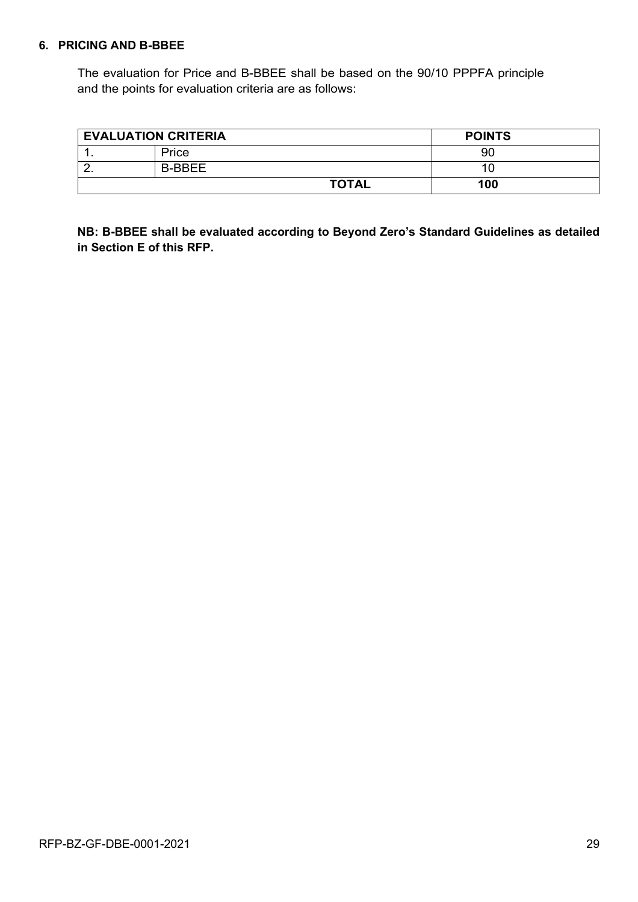## 6. PRICING AND B-BBEE

The evaluation for Price and B-BBEE shall be based on the 90/10 PPPFA principle and the points for evaluation criteria are as follows:

| EVALUATION CRITERIA | | POINTS |
|---|---|---|
| 1. | Price | 90 |
| 2. | B-BBEE | 10 |
| | **TOTAL** | **100** |

**NB: B-BBEE shall be evaluated according to Beyond Zero's Standard Guidelines as detailed in Section E of this RFP.**